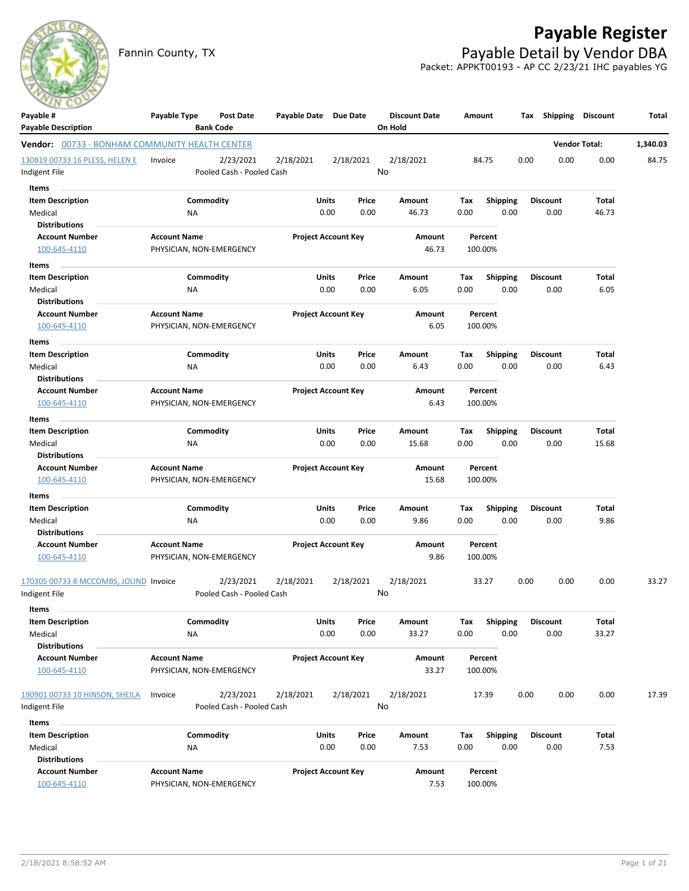# Payable Register

Fannin County, TX

## Payable Detail by Vendor DBA

Packet: APPKT00193 - AP CC 2/23/21 IHC payables YG

| Payable # / Payable Description | Payable Type | Post Date / Bank Code | Payable Date | Due Date | Discount Date / On Hold | Amount | Tax | Shipping | Discount | Total |
|---|---|---|---|---|---|---|---|---|---|---|

**Vendor:** 00733 - BONHAM COMMUNITY HEALTH CENTER — **Vendor Total:** 1,340.03

| Payable # | Payable Type | Post Date | Payable Date | Due Date | Discount Date | Amount | Tax | Shipping | Discount | Total |
|---|---|---|---|---|---|---|---|---|---|---|
| 130819 00733 16 PLESS, HELEN E | Invoice | 2/23/2021 | 2/18/2021 | 2/18/2021 | 2/18/2021 | 84.75 | 0.00 | 0.00 | 0.00 | 84.75 |
| Indigent File | | Pooled Cash - Pooled Cash | | | No | | | | | |

**Items**

| Item Description | Commodity | Units | Price | Amount | Tax | Shipping | Discount | Total |
|---|---|---|---|---|---|---|---|---|
| Medical | NA | 0.00 | 0.00 | 46.73 | 0.00 | 0.00 | 0.00 | 46.73 |

**Distributions**

| Account Number | Account Name | Project Account Key | Amount | Percent |
|---|---|---|---|---|
| 100-645-4110 | PHYSICIAN, NON-EMERGENCY | | 46.73 | 100.00% |

**Items**

| Item Description | Commodity | Units | Price | Amount | Tax | Shipping | Discount | Total |
|---|---|---|---|---|---|---|---|---|
| Medical | NA | 0.00 | 0.00 | 6.05 | 0.00 | 0.00 | 0.00 | 6.05 |

**Distributions**

| Account Number | Account Name | Project Account Key | Amount | Percent |
|---|---|---|---|---|
| 100-645-4110 | PHYSICIAN, NON-EMERGENCY | | 6.05 | 100.00% |

**Items**

| Item Description | Commodity | Units | Price | Amount | Tax | Shipping | Discount | Total |
|---|---|---|---|---|---|---|---|---|
| Medical | NA | 0.00 | 0.00 | 6.43 | 0.00 | 0.00 | 0.00 | 6.43 |

**Distributions**

| Account Number | Account Name | Project Account Key | Amount | Percent |
|---|---|---|---|---|
| 100-645-4110 | PHYSICIAN, NON-EMERGENCY | | 6.43 | 100.00% |

**Items**

| Item Description | Commodity | Units | Price | Amount | Tax | Shipping | Discount | Total |
|---|---|---|---|---|---|---|---|---|
| Medical | NA | 0.00 | 0.00 | 15.68 | 0.00 | 0.00 | 0.00 | 15.68 |

**Distributions**

| Account Number | Account Name | Project Account Key | Amount | Percent |
|---|---|---|---|---|
| 100-645-4110 | PHYSICIAN, NON-EMERGENCY | | 15.68 | 100.00% |

**Items**

| Item Description | Commodity | Units | Price | Amount | Tax | Shipping | Discount | Total |
|---|---|---|---|---|---|---|---|---|
| Medical | NA | 0.00 | 0.00 | 9.86 | 0.00 | 0.00 | 0.00 | 9.86 |

**Distributions**

| Account Number | Account Name | Project Account Key | Amount | Percent |
|---|---|---|---|---|
| 100-645-4110 | PHYSICIAN, NON-EMERGENCY | | 9.86 | 100.00% |

| Payable # | Payable Type | Post Date | Payable Date | Due Date | Discount Date | Amount | Tax | Shipping | Discount | Total |
|---|---|---|---|---|---|---|---|---|---|---|
| 170305 00733 8 MCCOMBS, JOLIND | Invoice | 2/23/2021 | 2/18/2021 | 2/18/2021 | 2/18/2021 | 33.27 | 0.00 | 0.00 | 0.00 | 33.27 |
| Indigent File | | Pooled Cash - Pooled Cash | | | No | | | | | |

**Items**

| Item Description | Commodity | Units | Price | Amount | Tax | Shipping | Discount | Total |
|---|---|---|---|---|---|---|---|---|
| Medical | NA | 0.00 | 0.00 | 33.27 | 0.00 | 0.00 | 0.00 | 33.27 |

**Distributions**

| Account Number | Account Name | Project Account Key | Amount | Percent |
|---|---|---|---|---|
| 100-645-4110 | PHYSICIAN, NON-EMERGENCY | | 33.27 | 100.00% |

| Payable # | Payable Type | Post Date | Payable Date | Due Date | Discount Date | Amount | Tax | Shipping | Discount | Total |
|---|---|---|---|---|---|---|---|---|---|---|
| 190901 00733 10 HINSON, SHEILA | Invoice | 2/23/2021 | 2/18/2021 | 2/18/2021 | 2/18/2021 | 17.39 | 0.00 | 0.00 | 0.00 | 17.39 |
| Indigent File | | Pooled Cash - Pooled Cash | | | No | | | | | |

**Items**

| Item Description | Commodity | Units | Price | Amount | Tax | Shipping | Discount | Total |
|---|---|---|---|---|---|---|---|---|
| Medical | NA | 0.00 | 0.00 | 7.53 | 0.00 | 0.00 | 0.00 | 7.53 |

**Distributions**

| Account Number | Account Name | Project Account Key | Amount | Percent |
|---|---|---|---|---|
| 100-645-4110 | PHYSICIAN, NON-EMERGENCY | | 7.53 | 100.00% |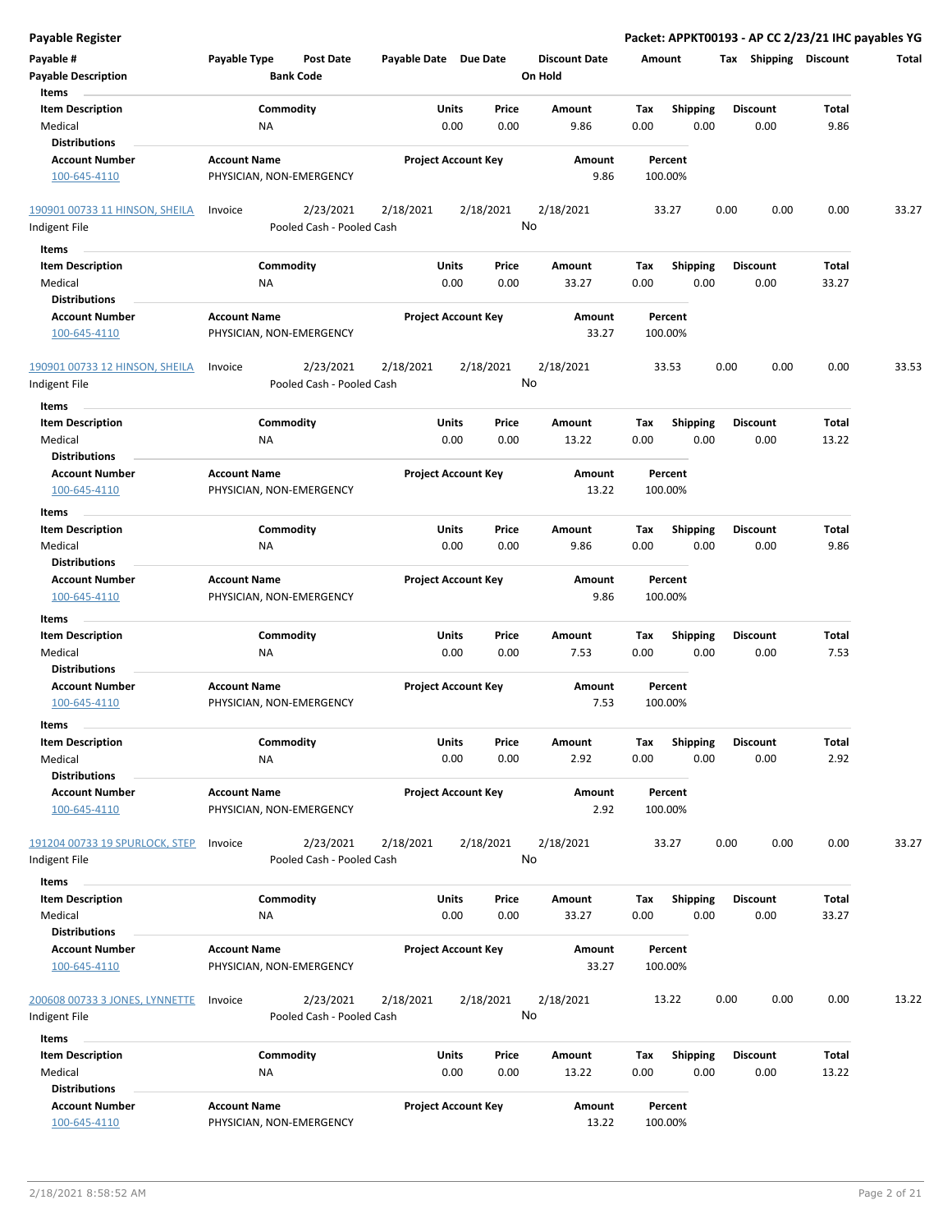# Payable Register

**Packet: APPKT00193 - AP CC 2/23/21 IHC payables YG**

| Payable # | Payable Type | Post Date | Payable Date | Due Date | Discount Date | Amount | Tax | Shipping | Discount | Total |
|---|---|---|---|---|---|---|---|---|---|---|
| **Payable Description** | | **Bank Code** | | | **On Hold** | | | | | |

**Items**

| Item Description | Commodity | Units | Price | Amount | Tax | Shipping | Discount | Total |
|---|---|---|---|---|---|---|---|---|
| Medical | NA | 0.00 | 0.00 | 9.86 | 0.00 | 0.00 | 0.00 | 9.86 |

**Distributions**

| Account Number | Account Name | Project Account Key | Amount | Percent |
|---|---|---|---|---|
| 100-645-4110 | PHYSICIAN, NON-EMERGENCY | | 9.86 | 100.00% |

| Payable # | Payable Type | Post Date | Payable Date | Due Date | Discount Date | Amount | Tax | Shipping | Discount | Total |
|---|---|---|---|---|---|---|---|---|---|---|
| 190901 00733 11 HINSON, SHEILA | Invoice | 2/23/2021 | 2/18/2021 | 2/18/2021 | 2/18/2021 | 33.27 | 0.00 | 0.00 | 0.00 | 33.27 |
| Indigent File | | Pooled Cash - Pooled Cash | | | No | | | | | |

**Items**

| Item Description | Commodity | Units | Price | Amount | Tax | Shipping | Discount | Total |
|---|---|---|---|---|---|---|---|---|
| Medical | NA | 0.00 | 0.00 | 33.27 | 0.00 | 0.00 | 0.00 | 33.27 |

**Distributions**

| Account Number | Account Name | Project Account Key | Amount | Percent |
|---|---|---|---|---|
| 100-645-4110 | PHYSICIAN, NON-EMERGENCY | | 33.27 | 100.00% |

| Payable # | Payable Type | Post Date | Payable Date | Due Date | Discount Date | Amount | Tax | Shipping | Discount | Total |
|---|---|---|---|---|---|---|---|---|---|---|
| 190901 00733 12 HINSON, SHEILA | Invoice | 2/23/2021 | 2/18/2021 | 2/18/2021 | 2/18/2021 | 33.53 | 0.00 | 0.00 | 0.00 | 33.53 |
| Indigent File | | Pooled Cash - Pooled Cash | | | No | | | | | |

**Items**

| Item Description | Commodity | Units | Price | Amount | Tax | Shipping | Discount | Total |
|---|---|---|---|---|---|---|---|---|
| Medical | NA | 0.00 | 0.00 | 13.22 | 0.00 | 0.00 | 0.00 | 13.22 |

**Distributions**

| Account Number | Account Name | Project Account Key | Amount | Percent |
|---|---|---|---|---|
| 100-645-4110 | PHYSICIAN, NON-EMERGENCY | | 13.22 | 100.00% |

**Items**

| Item Description | Commodity | Units | Price | Amount | Tax | Shipping | Discount | Total |
|---|---|---|---|---|---|---|---|---|
| Medical | NA | 0.00 | 0.00 | 9.86 | 0.00 | 0.00 | 0.00 | 9.86 |

**Distributions**

| Account Number | Account Name | Project Account Key | Amount | Percent |
|---|---|---|---|---|
| 100-645-4110 | PHYSICIAN, NON-EMERGENCY | | 9.86 | 100.00% |

**Items**

| Item Description | Commodity | Units | Price | Amount | Tax | Shipping | Discount | Total |
|---|---|---|---|---|---|---|---|---|
| Medical | NA | 0.00 | 0.00 | 7.53 | 0.00 | 0.00 | 0.00 | 7.53 |

**Distributions**

| Account Number | Account Name | Project Account Key | Amount | Percent |
|---|---|---|---|---|
| 100-645-4110 | PHYSICIAN, NON-EMERGENCY | | 7.53 | 100.00% |

**Items**

| Item Description | Commodity | Units | Price | Amount | Tax | Shipping | Discount | Total |
|---|---|---|---|---|---|---|---|---|
| Medical | NA | 0.00 | 0.00 | 2.92 | 0.00 | 0.00 | 0.00 | 2.92 |

**Distributions**

| Account Number | Account Name | Project Account Key | Amount | Percent |
|---|---|---|---|---|
| 100-645-4110 | PHYSICIAN, NON-EMERGENCY | | 2.92 | 100.00% |

| Payable # | Payable Type | Post Date | Payable Date | Due Date | Discount Date | Amount | Tax | Shipping | Discount | Total |
|---|---|---|---|---|---|---|---|---|---|---|
| 191204 00733 19 SPURLOCK, STEP | Invoice | 2/23/2021 | 2/18/2021 | 2/18/2021 | 2/18/2021 | 33.27 | 0.00 | 0.00 | 0.00 | 33.27 |
| Indigent File | | Pooled Cash - Pooled Cash | | | No | | | | | |

**Items**

| Item Description | Commodity | Units | Price | Amount | Tax | Shipping | Discount | Total |
|---|---|---|---|---|---|---|---|---|
| Medical | NA | 0.00 | 0.00 | 33.27 | 0.00 | 0.00 | 0.00 | 33.27 |

**Distributions**

| Account Number | Account Name | Project Account Key | Amount | Percent |
|---|---|---|---|---|
| 100-645-4110 | PHYSICIAN, NON-EMERGENCY | | 33.27 | 100.00% |

| Payable # | Payable Type | Post Date | Payable Date | Due Date | Discount Date | Amount | Tax | Shipping | Discount | Total |
|---|---|---|---|---|---|---|---|---|---|---|
| 200608 00733 3 JONES, LYNNETTE | Invoice | 2/23/2021 | 2/18/2021 | 2/18/2021 | 2/18/2021 | 13.22 | 0.00 | 0.00 | 0.00 | 13.22 |
| Indigent File | | Pooled Cash - Pooled Cash | | | No | | | | | |

**Items**

| Item Description | Commodity | Units | Price | Amount | Tax | Shipping | Discount | Total |
|---|---|---|---|---|---|---|---|---|
| Medical | NA | 0.00 | 0.00 | 13.22 | 0.00 | 0.00 | 0.00 | 13.22 |

**Distributions**

| Account Number | Account Name | Project Account Key | Amount | Percent |
|---|---|---|---|---|
| 100-645-4110 | PHYSICIAN, NON-EMERGENCY | | 13.22 | 100.00% |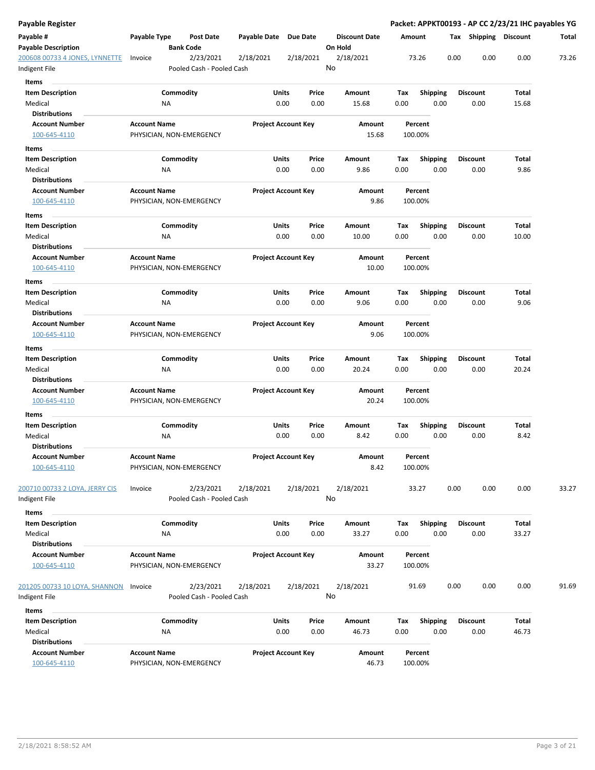**Payable Register** — **Packet: APPKT00193 - AP CC 2/23/21 IHC payables YG**

| Payable # | Payable Type | Post Date | Payable Date | Due Date | Discount Date | Amount | Tax | Shipping | Discount | Total |
|---|---|---|---|---|---|---|---|---|---|---|
| **Payable Description** | | **Bank Code** | | | **On Hold** | | | | | |
| 200608 00733 4 JONES, LYNNETTE | Invoice | 2/23/2021 | 2/18/2021 | 2/18/2021 | 2/18/2021 | 73.26 | 0.00 | 0.00 | 0.00 | 73.26 |
| Indigent File | | Pooled Cash - Pooled Cash | | | No | | | | | |

**Items**

| Item Description | Commodity | Units | Price | Amount | Tax | Shipping | Discount | Total |
|---|---|---|---|---|---|---|---|---|
| Medical | NA | 0.00 | 0.00 | 15.68 | 0.00 | 0.00 | 0.00 | 15.68 |

**Distributions**

| Account Number | Account Name | Project Account Key | Amount | Percent |
|---|---|---|---|---|
| 100-645-4110 | PHYSICIAN, NON-EMERGENCY | | 15.68 | 100.00% |

**Items**

| Item Description | Commodity | Units | Price | Amount | Tax | Shipping | Discount | Total |
|---|---|---|---|---|---|---|---|---|
| Medical | NA | 0.00 | 0.00 | 9.86 | 0.00 | 0.00 | 0.00 | 9.86 |

**Distributions**

| Account Number | Account Name | Project Account Key | Amount | Percent |
|---|---|---|---|---|
| 100-645-4110 | PHYSICIAN, NON-EMERGENCY | | 9.86 | 100.00% |

**Items**

| Item Description | Commodity | Units | Price | Amount | Tax | Shipping | Discount | Total |
|---|---|---|---|---|---|---|---|---|
| Medical | NA | 0.00 | 0.00 | 10.00 | 0.00 | 0.00 | 0.00 | 10.00 |

**Distributions**

| Account Number | Account Name | Project Account Key | Amount | Percent |
|---|---|---|---|---|
| 100-645-4110 | PHYSICIAN, NON-EMERGENCY | | 10.00 | 100.00% |

**Items**

| Item Description | Commodity | Units | Price | Amount | Tax | Shipping | Discount | Total |
|---|---|---|---|---|---|---|---|---|
| Medical | NA | 0.00 | 0.00 | 9.06 | 0.00 | 0.00 | 0.00 | 9.06 |

**Distributions**

| Account Number | Account Name | Project Account Key | Amount | Percent |
|---|---|---|---|---|
| 100-645-4110 | PHYSICIAN, NON-EMERGENCY | | 9.06 | 100.00% |

**Items**

| Item Description | Commodity | Units | Price | Amount | Tax | Shipping | Discount | Total |
|---|---|---|---|---|---|---|---|---|
| Medical | NA | 0.00 | 0.00 | 20.24 | 0.00 | 0.00 | 0.00 | 20.24 |

**Distributions**

| Account Number | Account Name | Project Account Key | Amount | Percent |
|---|---|---|---|---|
| 100-645-4110 | PHYSICIAN, NON-EMERGENCY | | 20.24 | 100.00% |

**Items**

| Item Description | Commodity | Units | Price | Amount | Tax | Shipping | Discount | Total |
|---|---|---|---|---|---|---|---|---|
| Medical | NA | 0.00 | 0.00 | 8.42 | 0.00 | 0.00 | 0.00 | 8.42 |

**Distributions**

| Account Number | Account Name | Project Account Key | Amount | Percent |
|---|---|---|---|---|
| 100-645-4110 | PHYSICIAN, NON-EMERGENCY | | 8.42 | 100.00% |

| Payable # | Payable Type | Post Date | Payable Date | Due Date | Discount Date | Amount | Tax | Shipping | Discount | Total |
|---|---|---|---|---|---|---|---|---|---|---|
| 200710 00733 2 LOYA, JERRY CIS | Invoice | 2/23/2021 | 2/18/2021 | 2/18/2021 | 2/18/2021 | 33.27 | 0.00 | 0.00 | 0.00 | 33.27 |
| Indigent File | | Pooled Cash - Pooled Cash | | | No | | | | | |

**Items**

| Item Description | Commodity | Units | Price | Amount | Tax | Shipping | Discount | Total |
|---|---|---|---|---|---|---|---|---|
| Medical | NA | 0.00 | 0.00 | 33.27 | 0.00 | 0.00 | 0.00 | 33.27 |

**Distributions**

| Account Number | Account Name | Project Account Key | Amount | Percent |
|---|---|---|---|---|
| 100-645-4110 | PHYSICIAN, NON-EMERGENCY | | 33.27 | 100.00% |

| Payable # | Payable Type | Post Date | Payable Date | Due Date | Discount Date | Amount | Tax | Shipping | Discount | Total |
|---|---|---|---|---|---|---|---|---|---|---|
| 201205 00733 10 LOYA, SHANNON | Invoice | 2/23/2021 | 2/18/2021 | 2/18/2021 | 2/18/2021 | 91.69 | 0.00 | 0.00 | 0.00 | 91.69 |
| Indigent File | | Pooled Cash - Pooled Cash | | | No | | | | | |

**Items**

| Item Description | Commodity | Units | Price | Amount | Tax | Shipping | Discount | Total |
|---|---|---|---|---|---|---|---|---|
| Medical | NA | 0.00 | 0.00 | 46.73 | 0.00 | 0.00 | 0.00 | 46.73 |

**Distributions**

| Account Number | Account Name | Project Account Key | Amount | Percent |
|---|---|---|---|---|
| 100-645-4110 | PHYSICIAN, NON-EMERGENCY | | 46.73 | 100.00% |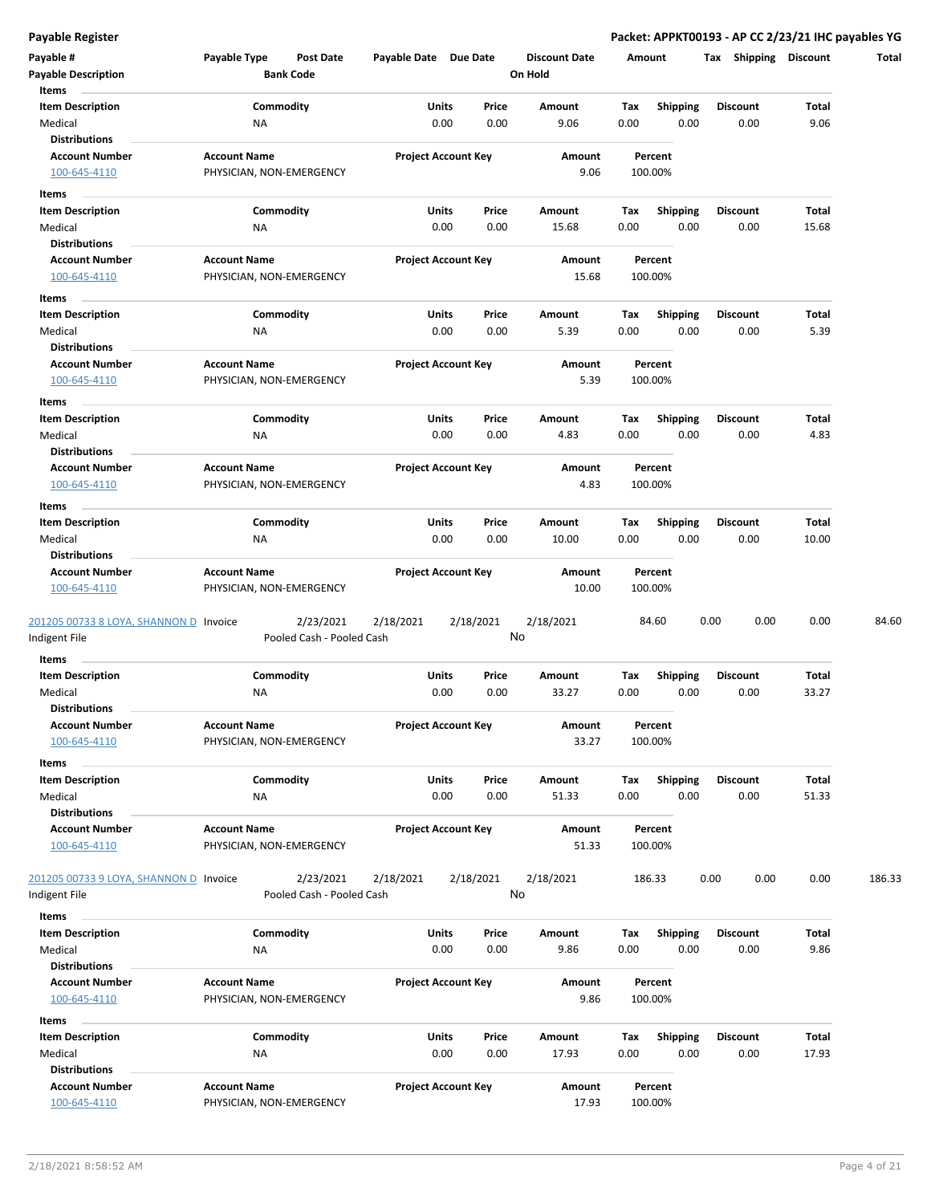**Payable Register**

**Packet: APPKT00193 - AP CC 2/23/21 IHC payables YG**

| Payable # | Payable Type | Post Date | Payable Date | Due Date | Discount Date | Amount | Tax | Shipping | Discount | Total |
|---|---|---|---|---|---|---|---|---|---|---|
| **Payable Description** | | **Bank Code** | | | **On Hold** | | | | | |

**Items**

| Item Description | Commodity | Units | Price | Amount | Tax | Shipping | Discount | Total |
|---|---|---|---|---|---|---|---|---|
| Medical | NA | 0.00 | 0.00 | 9.06 | 0.00 | 0.00 | 0.00 | 9.06 |

**Distributions**

| Account Number | Account Name | Project Account Key | Amount | Percent |
|---|---|---|---|---|
| 100-645-4110 | PHYSICIAN, NON-EMERGENCY | | 9.06 | 100.00% |

**Items**

| Item Description | Commodity | Units | Price | Amount | Tax | Shipping | Discount | Total |
|---|---|---|---|---|---|---|---|---|
| Medical | NA | 0.00 | 0.00 | 15.68 | 0.00 | 0.00 | 0.00 | 15.68 |

**Distributions**

| Account Number | Account Name | Project Account Key | Amount | Percent |
|---|---|---|---|---|
| 100-645-4110 | PHYSICIAN, NON-EMERGENCY | | 15.68 | 100.00% |

**Items**

| Item Description | Commodity | Units | Price | Amount | Tax | Shipping | Discount | Total |
|---|---|---|---|---|---|---|---|---|
| Medical | NA | 0.00 | 0.00 | 5.39 | 0.00 | 0.00 | 0.00 | 5.39 |

**Distributions**

| Account Number | Account Name | Project Account Key | Amount | Percent |
|---|---|---|---|---|
| 100-645-4110 | PHYSICIAN, NON-EMERGENCY | | 5.39 | 100.00% |

**Items**

| Item Description | Commodity | Units | Price | Amount | Tax | Shipping | Discount | Total |
|---|---|---|---|---|---|---|---|---|
| Medical | NA | 0.00 | 0.00 | 4.83 | 0.00 | 0.00 | 0.00 | 4.83 |

**Distributions**

| Account Number | Account Name | Project Account Key | Amount | Percent |
|---|---|---|---|---|
| 100-645-4110 | PHYSICIAN, NON-EMERGENCY | | 4.83 | 100.00% |

**Items**

| Item Description | Commodity | Units | Price | Amount | Tax | Shipping | Discount | Total |
|---|---|---|---|---|---|---|---|---|
| Medical | NA | 0.00 | 0.00 | 10.00 | 0.00 | 0.00 | 0.00 | 10.00 |

**Distributions**

| Account Number | Account Name | Project Account Key | Amount | Percent |
|---|---|---|---|---|
| 100-645-4110 | PHYSICIAN, NON-EMERGENCY | | 10.00 | 100.00% |

| Payable # | Payable Type | Post Date | Payable Date | Due Date | Discount Date | Amount | Tax | Shipping | Discount | Total |
|---|---|---|---|---|---|---|---|---|---|---|
| 201205 00733 8 LOYA, SHANNON D | Invoice | 2/23/2021 | 2/18/2021 | 2/18/2021 | 2/18/2021 | 84.60 | 0.00 | 0.00 | 0.00 | 84.60 |
| Indigent File | | Pooled Cash - Pooled Cash | | | No | | | | | |

**Items**

| Item Description | Commodity | Units | Price | Amount | Tax | Shipping | Discount | Total |
|---|---|---|---|---|---|---|---|---|
| Medical | NA | 0.00 | 0.00 | 33.27 | 0.00 | 0.00 | 0.00 | 33.27 |

**Distributions**

| Account Number | Account Name | Project Account Key | Amount | Percent |
|---|---|---|---|---|
| 100-645-4110 | PHYSICIAN, NON-EMERGENCY | | 33.27 | 100.00% |

**Items**

| Item Description | Commodity | Units | Price | Amount | Tax | Shipping | Discount | Total |
|---|---|---|---|---|---|---|---|---|
| Medical | NA | 0.00 | 0.00 | 51.33 | 0.00 | 0.00 | 0.00 | 51.33 |

**Distributions**

| Account Number | Account Name | Project Account Key | Amount | Percent |
|---|---|---|---|---|
| 100-645-4110 | PHYSICIAN, NON-EMERGENCY | | 51.33 | 100.00% |

| Payable # | Payable Type | Post Date | Payable Date | Due Date | Discount Date | Amount | Tax | Shipping | Discount | Total |
|---|---|---|---|---|---|---|---|---|---|---|
| 201205 00733 9 LOYA, SHANNON D | Invoice | 2/23/2021 | 2/18/2021 | 2/18/2021 | 2/18/2021 | 186.33 | 0.00 | 0.00 | 0.00 | 186.33 |
| Indigent File | | Pooled Cash - Pooled Cash | | | No | | | | | |

**Items**

| Item Description | Commodity | Units | Price | Amount | Tax | Shipping | Discount | Total |
|---|---|---|---|---|---|---|---|---|
| Medical | NA | 0.00 | 0.00 | 9.86 | 0.00 | 0.00 | 0.00 | 9.86 |

**Distributions**

| Account Number | Account Name | Project Account Key | Amount | Percent |
|---|---|---|---|---|
| 100-645-4110 | PHYSICIAN, NON-EMERGENCY | | 9.86 | 100.00% |

**Items**

| Item Description | Commodity | Units | Price | Amount | Tax | Shipping | Discount | Total |
|---|---|---|---|---|---|---|---|---|
| Medical | NA | 0.00 | 0.00 | 17.93 | 0.00 | 0.00 | 0.00 | 17.93 |

**Distributions**

| Account Number | Account Name | Project Account Key | Amount | Percent |
|---|---|---|---|---|
| 100-645-4110 | PHYSICIAN, NON-EMERGENCY | | 17.93 | 100.00% |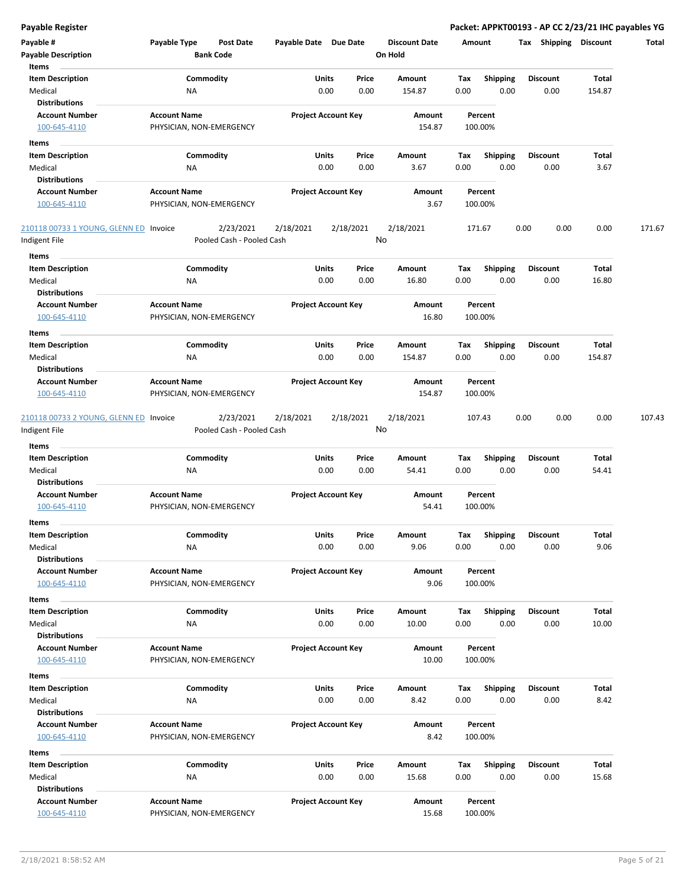| Payable # | Payable Type | Post Date | Payable Date | Due Date | Discount Date | Amount | Tax | Shipping | Discount | Total |
|---|---|---|---|---|---|---|---|---|---|---|
| Payable Description | | Bank Code | | | On Hold | | | | | |

**Items**

| Item Description | Commodity | Units | Price | Amount | Tax | Shipping | Discount | Total |
|---|---|---|---|---|---|---|---|---|
| Medical | NA | 0.00 | 0.00 | 154.87 | 0.00 | 0.00 | 0.00 | 154.87 |

**Distributions**

| Account Number | Account Name | Project Account Key | Amount | Percent |
|---|---|---|---|---|
| 100-645-4110 | PHYSICIAN, NON-EMERGENCY | | 154.87 | 100.00% |

**Items**

| Item Description | Commodity | Units | Price | Amount | Tax | Shipping | Discount | Total |
|---|---|---|---|---|---|---|---|---|
| Medical | NA | 0.00 | 0.00 | 3.67 | 0.00 | 0.00 | 0.00 | 3.67 |

**Distributions**

| Account Number | Account Name | Project Account Key | Amount | Percent |
|---|---|---|---|---|
| 100-645-4110 | PHYSICIAN, NON-EMERGENCY | | 3.67 | 100.00% |

| Payable # | Payable Type | Post Date | Payable Date | Due Date | Discount Date | Amount | Tax | Shipping | Discount | Total |
|---|---|---|---|---|---|---|---|---|---|---|
| 210118 00733 1 YOUNG, GLENN ED | Invoice | 2/23/2021 | 2/18/2021 | 2/18/2021 | 2/18/2021 | 171.67 | 0.00 | 0.00 | 0.00 | 171.67 |
| Indigent File | | Pooled Cash - Pooled Cash | | | No | | | | | |

**Items**

| Item Description | Commodity | Units | Price | Amount | Tax | Shipping | Discount | Total |
|---|---|---|---|---|---|---|---|---|
| Medical | NA | 0.00 | 0.00 | 16.80 | 0.00 | 0.00 | 0.00 | 16.80 |

**Distributions**

| Account Number | Account Name | Project Account Key | Amount | Percent |
|---|---|---|---|---|
| 100-645-4110 | PHYSICIAN, NON-EMERGENCY | | 16.80 | 100.00% |

**Items**

| Item Description | Commodity | Units | Price | Amount | Tax | Shipping | Discount | Total |
|---|---|---|---|---|---|---|---|---|
| Medical | NA | 0.00 | 0.00 | 154.87 | 0.00 | 0.00 | 0.00 | 154.87 |

**Distributions**

| Account Number | Account Name | Project Account Key | Amount | Percent |
|---|---|---|---|---|
| 100-645-4110 | PHYSICIAN, NON-EMERGENCY | | 154.87 | 100.00% |

| Payable # | Payable Type | Post Date | Payable Date | Due Date | Discount Date | Amount | Tax | Shipping | Discount | Total |
|---|---|---|---|---|---|---|---|---|---|---|
| 210118 00733 2 YOUNG, GLENN ED | Invoice | 2/23/2021 | 2/18/2021 | 2/18/2021 | 2/18/2021 | 107.43 | 0.00 | 0.00 | 0.00 | 107.43 |
| Indigent File | | Pooled Cash - Pooled Cash | | | No | | | | | |

**Items**

| Item Description | Commodity | Units | Price | Amount | Tax | Shipping | Discount | Total |
|---|---|---|---|---|---|---|---|---|
| Medical | NA | 0.00 | 0.00 | 54.41 | 0.00 | 0.00 | 0.00 | 54.41 |

**Distributions**

| Account Number | Account Name | Project Account Key | Amount | Percent |
|---|---|---|---|---|
| 100-645-4110 | PHYSICIAN, NON-EMERGENCY | | 54.41 | 100.00% |

**Items**

| Item Description | Commodity | Units | Price | Amount | Tax | Shipping | Discount | Total |
|---|---|---|---|---|---|---|---|---|
| Medical | NA | 0.00 | 0.00 | 9.06 | 0.00 | 0.00 | 0.00 | 9.06 |

**Distributions**

| Account Number | Account Name | Project Account Key | Amount | Percent |
|---|---|---|---|---|
| 100-645-4110 | PHYSICIAN, NON-EMERGENCY | | 9.06 | 100.00% |

**Items**

| Item Description | Commodity | Units | Price | Amount | Tax | Shipping | Discount | Total |
|---|---|---|---|---|---|---|---|---|
| Medical | NA | 0.00 | 0.00 | 10.00 | 0.00 | 0.00 | 0.00 | 10.00 |

**Distributions**

| Account Number | Account Name | Project Account Key | Amount | Percent |
|---|---|---|---|---|
| 100-645-4110 | PHYSICIAN, NON-EMERGENCY | | 10.00 | 100.00% |

**Items**

| Item Description | Commodity | Units | Price | Amount | Tax | Shipping | Discount | Total |
|---|---|---|---|---|---|---|---|---|
| Medical | NA | 0.00 | 0.00 | 8.42 | 0.00 | 0.00 | 0.00 | 8.42 |

**Distributions**

| Account Number | Account Name | Project Account Key | Amount | Percent |
|---|---|---|---|---|
| 100-645-4110 | PHYSICIAN, NON-EMERGENCY | | 8.42 | 100.00% |

**Items**

| Item Description | Commodity | Units | Price | Amount | Tax | Shipping | Discount | Total |
|---|---|---|---|---|---|---|---|---|
| Medical | NA | 0.00 | 0.00 | 15.68 | 0.00 | 0.00 | 0.00 | 15.68 |

**Distributions**

| Account Number | Account Name | Project Account Key | Amount | Percent |
|---|---|---|---|---|
| 100-645-4110 | PHYSICIAN, NON-EMERGENCY | | 15.68 | 100.00% |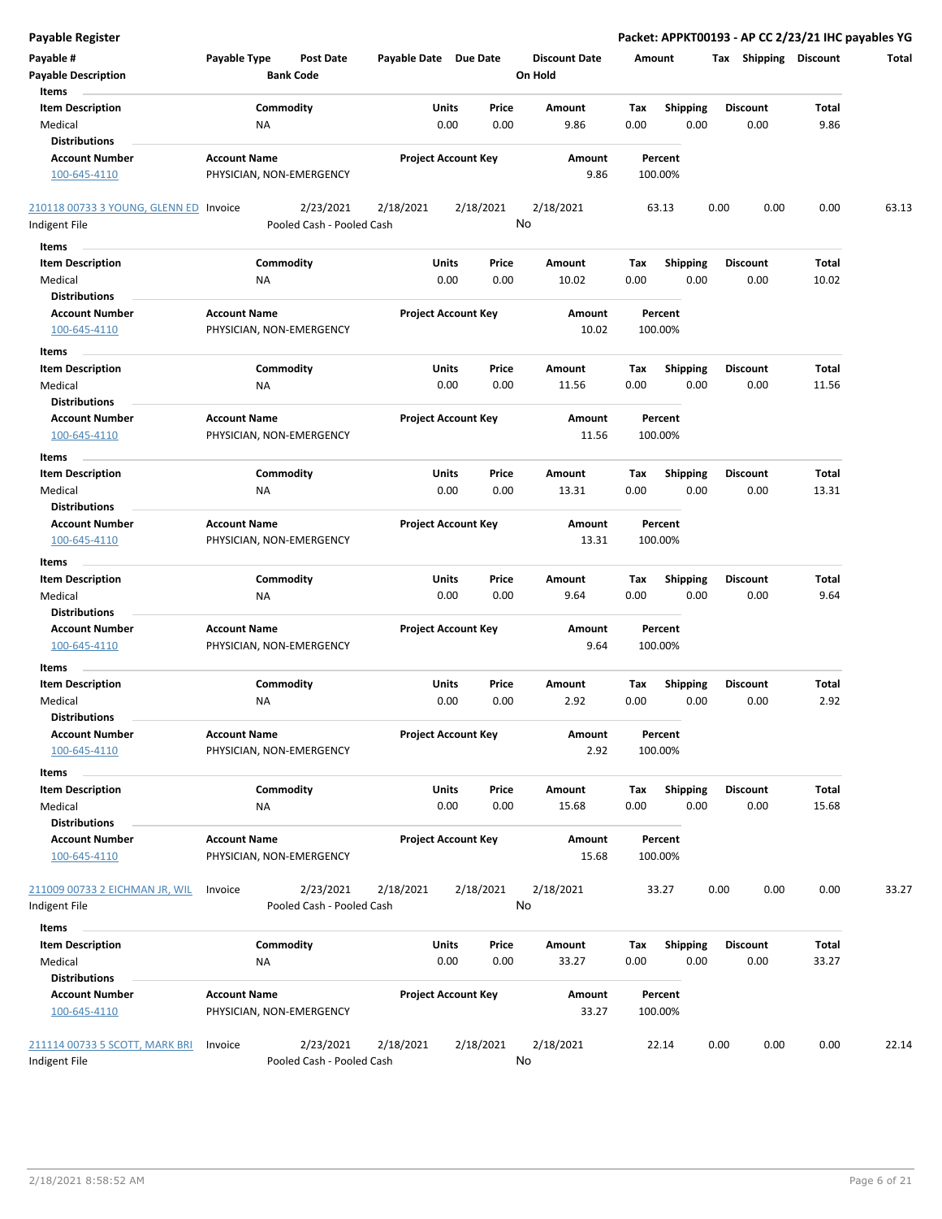**Payable Register** — **Packet: APPKT00193 - AP CC 2/23/21 IHC payables YG**

| Payable # | Payable Type | Post Date | Payable Date | Due Date | Discount Date | Amount | Tax | Shipping | Discount | Total |
|---|---|---|---|---|---|---|---|---|---|---|
| Payable Description | | Bank Code | | | On Hold | | | | | |

**Items**

| Item Description | Commodity | Units | Price | Amount | Tax | Shipping | Discount | Total |
|---|---|---|---|---|---|---|---|---|
| Medical | NA | 0.00 | 0.00 | 9.86 | 0.00 | 0.00 | 0.00 | 9.86 |

**Distributions**

| Account Number | Account Name | Project Account Key | Amount | Percent |
|---|---|---|---|---|
| 100-645-4110 | PHYSICIAN, NON-EMERGENCY | | 9.86 | 100.00% |

| Payable # | Payable Type | Post Date | Payable Date | Due Date | Discount Date | Amount | Tax | Shipping | Discount | Total |
|---|---|---|---|---|---|---|---|---|---|---|
| 210118 00733 3 YOUNG, GLENN ED | Invoice | 2/23/2021 | 2/18/2021 | 2/18/2021 | 2/18/2021 | 63.13 | 0.00 | 0.00 | 0.00 | 63.13 |
| Indigent File | | Pooled Cash - Pooled Cash | | | No | | | | | |

**Items**

| Item Description | Commodity | Units | Price | Amount | Tax | Shipping | Discount | Total |
|---|---|---|---|---|---|---|---|---|
| Medical | NA | 0.00 | 0.00 | 10.02 | 0.00 | 0.00 | 0.00 | 10.02 |

**Distributions**

| Account Number | Account Name | Project Account Key | Amount | Percent |
|---|---|---|---|---|
| 100-645-4110 | PHYSICIAN, NON-EMERGENCY | | 10.02 | 100.00% |

**Items**

| Item Description | Commodity | Units | Price | Amount | Tax | Shipping | Discount | Total |
|---|---|---|---|---|---|---|---|---|
| Medical | NA | 0.00 | 0.00 | 11.56 | 0.00 | 0.00 | 0.00 | 11.56 |

**Distributions**

| Account Number | Account Name | Project Account Key | Amount | Percent |
|---|---|---|---|---|
| 100-645-4110 | PHYSICIAN, NON-EMERGENCY | | 11.56 | 100.00% |

**Items**

| Item Description | Commodity | Units | Price | Amount | Tax | Shipping | Discount | Total |
|---|---|---|---|---|---|---|---|---|
| Medical | NA | 0.00 | 0.00 | 13.31 | 0.00 | 0.00 | 0.00 | 13.31 |

**Distributions**

| Account Number | Account Name | Project Account Key | Amount | Percent |
|---|---|---|---|---|
| 100-645-4110 | PHYSICIAN, NON-EMERGENCY | | 13.31 | 100.00% |

**Items**

| Item Description | Commodity | Units | Price | Amount | Tax | Shipping | Discount | Total |
|---|---|---|---|---|---|---|---|---|
| Medical | NA | 0.00 | 0.00 | 9.64 | 0.00 | 0.00 | 0.00 | 9.64 |

**Distributions**

| Account Number | Account Name | Project Account Key | Amount | Percent |
|---|---|---|---|---|
| 100-645-4110 | PHYSICIAN, NON-EMERGENCY | | 9.64 | 100.00% |

**Items**

| Item Description | Commodity | Units | Price | Amount | Tax | Shipping | Discount | Total |
|---|---|---|---|---|---|---|---|---|
| Medical | NA | 0.00 | 0.00 | 2.92 | 0.00 | 0.00 | 0.00 | 2.92 |

**Distributions**

| Account Number | Account Name | Project Account Key | Amount | Percent |
|---|---|---|---|---|
| 100-645-4110 | PHYSICIAN, NON-EMERGENCY | | 2.92 | 100.00% |

**Items**

| Item Description | Commodity | Units | Price | Amount | Tax | Shipping | Discount | Total |
|---|---|---|---|---|---|---|---|---|
| Medical | NA | 0.00 | 0.00 | 15.68 | 0.00 | 0.00 | 0.00 | 15.68 |

**Distributions**

| Account Number | Account Name | Project Account Key | Amount | Percent |
|---|---|---|---|---|
| 100-645-4110 | PHYSICIAN, NON-EMERGENCY | | 15.68 | 100.00% |

| Payable # | Payable Type | Post Date | Payable Date | Due Date | Discount Date | Amount | Tax | Shipping | Discount | Total |
|---|---|---|---|---|---|---|---|---|---|---|
| 211009 00733 2 EICHMAN JR, WIL | Invoice | 2/23/2021 | 2/18/2021 | 2/18/2021 | 2/18/2021 | 33.27 | 0.00 | 0.00 | 0.00 | 33.27 |
| Indigent File | | Pooled Cash - Pooled Cash | | | No | | | | | |

**Items**

| Item Description | Commodity | Units | Price | Amount | Tax | Shipping | Discount | Total |
|---|---|---|---|---|---|---|---|---|
| Medical | NA | 0.00 | 0.00 | 33.27 | 0.00 | 0.00 | 0.00 | 33.27 |

**Distributions**

| Account Number | Account Name | Project Account Key | Amount | Percent |
|---|---|---|---|---|
| 100-645-4110 | PHYSICIAN, NON-EMERGENCY | | 33.27 | 100.00% |

| Payable # | Payable Type | Post Date | Payable Date | Due Date | Discount Date | Amount | Tax | Shipping | Discount | Total |
|---|---|---|---|---|---|---|---|---|---|---|
| 211114 00733 5 SCOTT, MARK BRI | Invoice | 2/23/2021 | 2/18/2021 | 2/18/2021 | 2/18/2021 | 22.14 | 0.00 | 0.00 | 0.00 | 22.14 |
| Indigent File | | Pooled Cash - Pooled Cash | | | No | | | | | |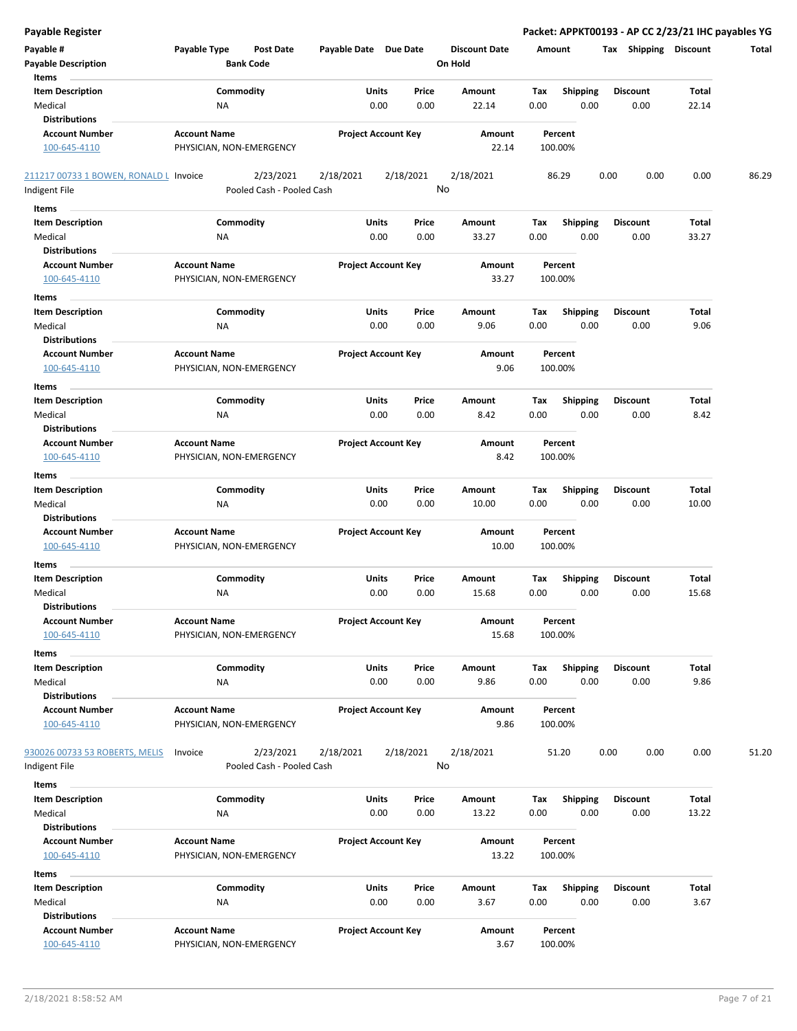**Payable Register** — **Packet: APPKT00193 - AP CC 2/23/21 IHC payables YG**

| Payable # | Payable Type | Post Date | Payable Date | Due Date | Discount Date | Amount | Tax | Shipping | Discount | Total |
|---|---|---|---|---|---|---|---|---|---|---|
| Payable Description | | Bank Code | | | On Hold | | | | | |

**Items**

| Item Description | Commodity | Units | Price | Amount | Tax | Shipping | Discount | Total |
|---|---|---|---|---|---|---|---|---|
| Medical | NA | 0.00 | 0.00 | 22.14 | 0.00 | 0.00 | 0.00 | 22.14 |

**Distributions**

| Account Number | Account Name | Project Account Key | Amount | Percent |
|---|---|---|---|---|
| 100-645-4110 | PHYSICIAN, NON-EMERGENCY | | 22.14 | 100.00% |

| Payable # | Payable Type | Post Date | Payable Date | Due Date | Discount Date | Amount | Tax | Shipping | Discount | Total |
|---|---|---|---|---|---|---|---|---|---|---|
| 211217 00733 1 BOWEN, RONALD L | Invoice | 2/23/2021 | 2/18/2021 | 2/18/2021 | 2/18/2021 | 86.29 | 0.00 | 0.00 | 0.00 | 86.29 |
| Indigent File | | Pooled Cash - Pooled Cash | | | No | | | | | |

**Items**

| Item Description | Commodity | Units | Price | Amount | Tax | Shipping | Discount | Total |
|---|---|---|---|---|---|---|---|---|
| Medical | NA | 0.00 | 0.00 | 33.27 | 0.00 | 0.00 | 0.00 | 33.27 |

**Distributions**

| Account Number | Account Name | Project Account Key | Amount | Percent |
|---|---|---|---|---|
| 100-645-4110 | PHYSICIAN, NON-EMERGENCY | | 33.27 | 100.00% |

**Items**

| Item Description | Commodity | Units | Price | Amount | Tax | Shipping | Discount | Total |
|---|---|---|---|---|---|---|---|---|
| Medical | NA | 0.00 | 0.00 | 9.06 | 0.00 | 0.00 | 0.00 | 9.06 |

**Distributions**

| Account Number | Account Name | Project Account Key | Amount | Percent |
|---|---|---|---|---|
| 100-645-4110 | PHYSICIAN, NON-EMERGENCY | | 9.06 | 100.00% |

**Items**

| Item Description | Commodity | Units | Price | Amount | Tax | Shipping | Discount | Total |
|---|---|---|---|---|---|---|---|---|
| Medical | NA | 0.00 | 0.00 | 8.42 | 0.00 | 0.00 | 0.00 | 8.42 |

**Distributions**

| Account Number | Account Name | Project Account Key | Amount | Percent |
|---|---|---|---|---|
| 100-645-4110 | PHYSICIAN, NON-EMERGENCY | | 8.42 | 100.00% |

**Items**

| Item Description | Commodity | Units | Price | Amount | Tax | Shipping | Discount | Total |
|---|---|---|---|---|---|---|---|---|
| Medical | NA | 0.00 | 0.00 | 10.00 | 0.00 | 0.00 | 0.00 | 10.00 |

**Distributions**

| Account Number | Account Name | Project Account Key | Amount | Percent |
|---|---|---|---|---|
| 100-645-4110 | PHYSICIAN, NON-EMERGENCY | | 10.00 | 100.00% |

**Items**

| Item Description | Commodity | Units | Price | Amount | Tax | Shipping | Discount | Total |
|---|---|---|---|---|---|---|---|---|
| Medical | NA | 0.00 | 0.00 | 15.68 | 0.00 | 0.00 | 0.00 | 15.68 |

**Distributions**

| Account Number | Account Name | Project Account Key | Amount | Percent |
|---|---|---|---|---|
| 100-645-4110 | PHYSICIAN, NON-EMERGENCY | | 15.68 | 100.00% |

**Items**

| Item Description | Commodity | Units | Price | Amount | Tax | Shipping | Discount | Total |
|---|---|---|---|---|---|---|---|---|
| Medical | NA | 0.00 | 0.00 | 9.86 | 0.00 | 0.00 | 0.00 | 9.86 |

**Distributions**

| Account Number | Account Name | Project Account Key | Amount | Percent |
|---|---|---|---|---|
| 100-645-4110 | PHYSICIAN, NON-EMERGENCY | | 9.86 | 100.00% |

| Payable # | Payable Type | Post Date | Payable Date | Due Date | Discount Date | Amount | Tax | Shipping | Discount | Total |
|---|---|---|---|---|---|---|---|---|---|---|
| 930026 00733 53 ROBERTS, MELIS | Invoice | 2/23/2021 | 2/18/2021 | 2/18/2021 | 2/18/2021 | 51.20 | 0.00 | 0.00 | 0.00 | 51.20 |
| Indigent File | | Pooled Cash - Pooled Cash | | | No | | | | | |

**Items**

| Item Description | Commodity | Units | Price | Amount | Tax | Shipping | Discount | Total |
|---|---|---|---|---|---|---|---|---|
| Medical | NA | 0.00 | 0.00 | 13.22 | 0.00 | 0.00 | 0.00 | 13.22 |

**Distributions**

| Account Number | Account Name | Project Account Key | Amount | Percent |
|---|---|---|---|---|
| 100-645-4110 | PHYSICIAN, NON-EMERGENCY | | 13.22 | 100.00% |

**Items**

| Item Description | Commodity | Units | Price | Amount | Tax | Shipping | Discount | Total |
|---|---|---|---|---|---|---|---|---|
| Medical | NA | 0.00 | 0.00 | 3.67 | 0.00 | 0.00 | 0.00 | 3.67 |

**Distributions**

| Account Number | Account Name | Project Account Key | Amount | Percent |
|---|---|---|---|---|
| 100-645-4110 | PHYSICIAN, NON-EMERGENCY | | 3.67 | 100.00% |

2/18/2021 8:58:52 AM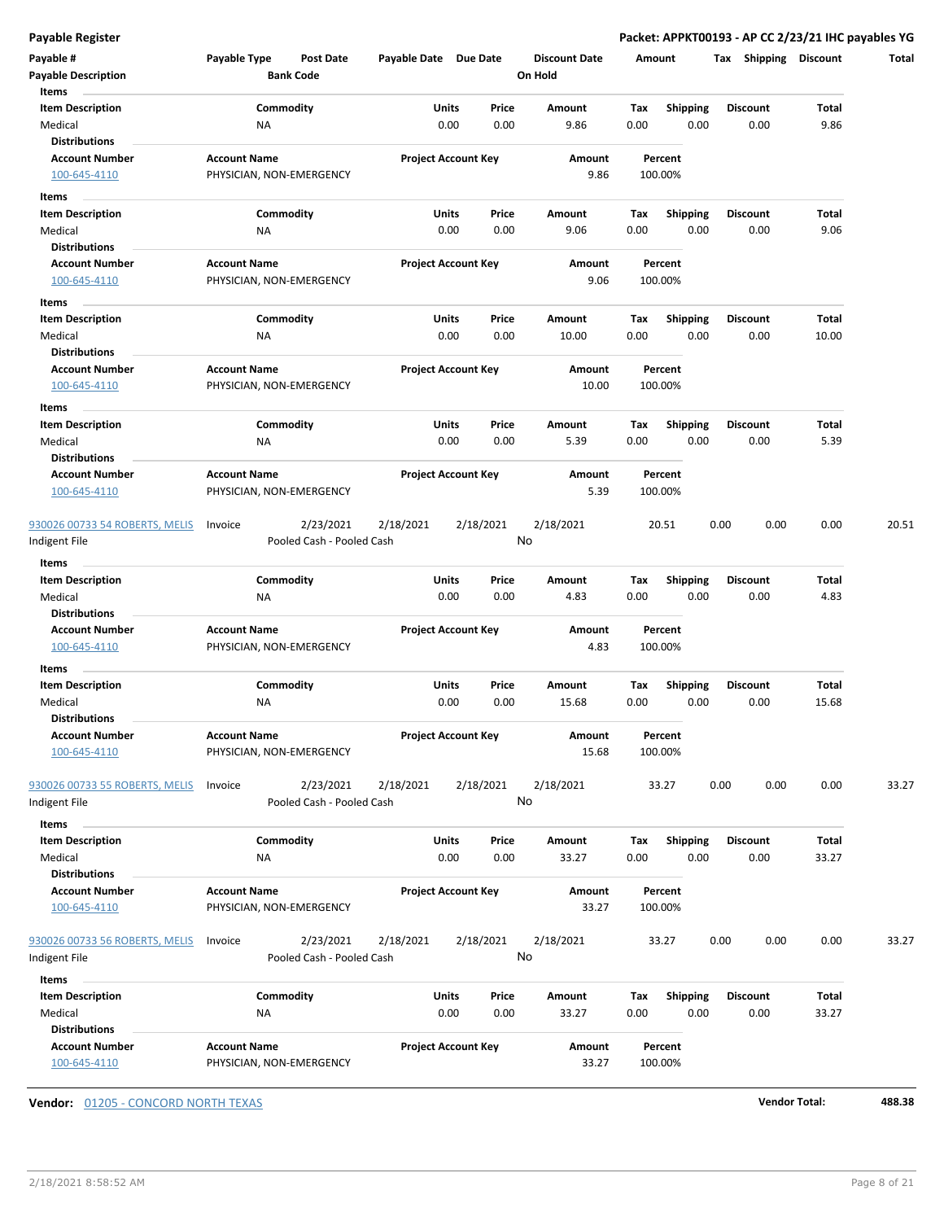**Payable Register** **Packet: APPKT00193 - AP CC 2/23/21 IHC payables YG**

| Payable # | Payable Type | Post Date | Payable Date | Due Date | Discount Date | Amount | Tax | Shipping | Discount | Total |
|---|---|---|---|---|---|---|---|---|---|---|
| Payable Description | | Bank Code | | | On Hold | | | | | |

**Items**

| Item Description | Commodity | Units | Price | Amount | Tax | Shipping | Discount | Total |
|---|---|---|---|---|---|---|---|---|
| Medical | NA | 0.00 | 0.00 | 9.86 | 0.00 | 0.00 | 0.00 | 9.86 |

**Distributions**

| Account Number | Account Name | Project Account Key | Amount | Percent |
|---|---|---|---|---|
| 100-645-4110 | PHYSICIAN, NON-EMERGENCY | | 9.86 | 100.00% |

**Items**

| Item Description | Commodity | Units | Price | Amount | Tax | Shipping | Discount | Total |
|---|---|---|---|---|---|---|---|---|
| Medical | NA | 0.00 | 0.00 | 9.06 | 0.00 | 0.00 | 0.00 | 9.06 |

**Distributions**

| Account Number | Account Name | Project Account Key | Amount | Percent |
|---|---|---|---|---|
| 100-645-4110 | PHYSICIAN, NON-EMERGENCY | | 9.06 | 100.00% |

**Items**

| Item Description | Commodity | Units | Price | Amount | Tax | Shipping | Discount | Total |
|---|---|---|---|---|---|---|---|---|
| Medical | NA | 0.00 | 0.00 | 10.00 | 0.00 | 0.00 | 0.00 | 10.00 |

**Distributions**

| Account Number | Account Name | Project Account Key | Amount | Percent |
|---|---|---|---|---|
| 100-645-4110 | PHYSICIAN, NON-EMERGENCY | | 10.00 | 100.00% |

**Items**

| Item Description | Commodity | Units | Price | Amount | Tax | Shipping | Discount | Total |
|---|---|---|---|---|---|---|---|---|
| Medical | NA | 0.00 | 0.00 | 5.39 | 0.00 | 0.00 | 0.00 | 5.39 |

**Distributions**

| Account Number | Account Name | Project Account Key | Amount | Percent |
|---|---|---|---|---|
| 100-645-4110 | PHYSICIAN, NON-EMERGENCY | | 5.39 | 100.00% |

| Payable # | Payable Type | Post Date | Payable Date | Due Date | Discount Date | Amount | Tax | Shipping | Discount | Total |
|---|---|---|---|---|---|---|---|---|---|---|
| 930026 00733 54 ROBERTS, MELIS | Invoice | 2/23/2021 | 2/18/2021 | 2/18/2021 | 2/18/2021 | 20.51 | 0.00 | 0.00 | 0.00 | 20.51 |
| Indigent File | | Pooled Cash - Pooled Cash | | | No | | | | | |

**Items**

| Item Description | Commodity | Units | Price | Amount | Tax | Shipping | Discount | Total |
|---|---|---|---|---|---|---|---|---|
| Medical | NA | 0.00 | 0.00 | 4.83 | 0.00 | 0.00 | 0.00 | 4.83 |

**Distributions**

| Account Number | Account Name | Project Account Key | Amount | Percent |
|---|---|---|---|---|
| 100-645-4110 | PHYSICIAN, NON-EMERGENCY | | 4.83 | 100.00% |

**Items**

| Item Description | Commodity | Units | Price | Amount | Tax | Shipping | Discount | Total |
|---|---|---|---|---|---|---|---|---|
| Medical | NA | 0.00 | 0.00 | 15.68 | 0.00 | 0.00 | 0.00 | 15.68 |

**Distributions**

| Account Number | Account Name | Project Account Key | Amount | Percent |
|---|---|---|---|---|
| 100-645-4110 | PHYSICIAN, NON-EMERGENCY | | 15.68 | 100.00% |

| Payable # | Payable Type | Post Date | Payable Date | Due Date | Discount Date | Amount | Tax | Shipping | Discount | Total |
|---|---|---|---|---|---|---|---|---|---|---|
| 930026 00733 55 ROBERTS, MELIS | Invoice | 2/23/2021 | 2/18/2021 | 2/18/2021 | 2/18/2021 | 33.27 | 0.00 | 0.00 | 0.00 | 33.27 |
| Indigent File | | Pooled Cash - Pooled Cash | | | No | | | | | |

**Items**

| Item Description | Commodity | Units | Price | Amount | Tax | Shipping | Discount | Total |
|---|---|---|---|---|---|---|---|---|
| Medical | NA | 0.00 | 0.00 | 33.27 | 0.00 | 0.00 | 0.00 | 33.27 |

**Distributions**

| Account Number | Account Name | Project Account Key | Amount | Percent |
|---|---|---|---|---|
| 100-645-4110 | PHYSICIAN, NON-EMERGENCY | | 33.27 | 100.00% |

| Payable # | Payable Type | Post Date | Payable Date | Due Date | Discount Date | Amount | Tax | Shipping | Discount | Total |
|---|---|---|---|---|---|---|---|---|---|---|
| 930026 00733 56 ROBERTS, MELIS | Invoice | 2/23/2021 | 2/18/2021 | 2/18/2021 | 2/18/2021 | 33.27 | 0.00 | 0.00 | 0.00 | 33.27 |
| Indigent File | | Pooled Cash - Pooled Cash | | | No | | | | | |

**Items**

| Item Description | Commodity | Units | Price | Amount | Tax | Shipping | Discount | Total |
|---|---|---|---|---|---|---|---|---|
| Medical | NA | 0.00 | 0.00 | 33.27 | 0.00 | 0.00 | 0.00 | 33.27 |

**Distributions**

| Account Number | Account Name | Project Account Key | Amount | Percent |
|---|---|---|---|---|
| 100-645-4110 | PHYSICIAN, NON-EMERGENCY | | 33.27 | 100.00% |

**Vendor:** 01205 - CONCORD NORTH TEXAS **Vendor Total: 488.38**

2/18/2021 8:58:52 AM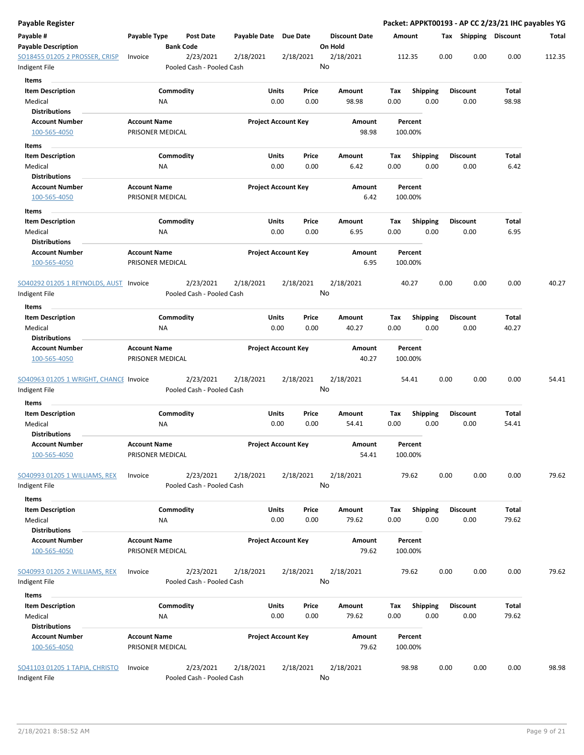**Payable Register** — **Packet: APPKT00193 - AP CC 2/23/21 IHC payables YG**

| Payable # / Payable Description | Payable Type | Post Date / Bank Code | Payable Date | Due Date | Discount Date / On Hold | Amount | Tax | Shipping | Discount | Total |
|---|---|---|---|---|---|---|---|---|---|---|
| SO18455 01205 2 PROSSER, CRISP / Indigent File | Invoice | 2/23/2021 / Pooled Cash - Pooled Cash | 2/18/2021 | 2/18/2021 | 2/18/2021 / No | 112.35 | 0.00 | 0.00 | 0.00 | 112.35 |

**Items**

| Item Description | Commodity | Units | Price | Amount | Tax | Shipping | Discount | Total |
|---|---|---|---|---|---|---|---|---|
| Medical | NA | 0.00 | 0.00 | 98.98 | 0.00 | 0.00 | 0.00 | 98.98 |

**Distributions**

| Account Number | Account Name | Project Account Key | Amount | Percent |
|---|---|---|---|---|
| 100-565-4050 | PRISONER MEDICAL | | 98.98 | 100.00% |

**Items**

| Item Description | Commodity | Units | Price | Amount | Tax | Shipping | Discount | Total |
|---|---|---|---|---|---|---|---|---|
| Medical | NA | 0.00 | 0.00 | 6.42 | 0.00 | 0.00 | 0.00 | 6.42 |

**Distributions**

| Account Number | Account Name | Project Account Key | Amount | Percent |
|---|---|---|---|---|
| 100-565-4050 | PRISONER MEDICAL | | 6.42 | 100.00% |

**Items**

| Item Description | Commodity | Units | Price | Amount | Tax | Shipping | Discount | Total |
|---|---|---|---|---|---|---|---|---|
| Medical | NA | 0.00 | 0.00 | 6.95 | 0.00 | 0.00 | 0.00 | 6.95 |

**Distributions**

| Account Number | Account Name | Project Account Key | Amount | Percent |
|---|---|---|---|---|
| 100-565-4050 | PRISONER MEDICAL | | 6.95 | 100.00% |

| Payable # / Payable Description | Payable Type | Post Date / Bank Code | Payable Date | Due Date | Discount Date / On Hold | Amount | Tax | Shipping | Discount | Total |
|---|---|---|---|---|---|---|---|---|---|---|
| SO40292 01205 1 REYNOLDS, AUST / Indigent File | Invoice | 2/23/2021 / Pooled Cash - Pooled Cash | 2/18/2021 | 2/18/2021 | 2/18/2021 / No | 40.27 | 0.00 | 0.00 | 0.00 | 40.27 |

**Items**

| Item Description | Commodity | Units | Price | Amount | Tax | Shipping | Discount | Total |
|---|---|---|---|---|---|---|---|---|
| Medical | NA | 0.00 | 0.00 | 40.27 | 0.00 | 0.00 | 0.00 | 40.27 |

**Distributions**

| Account Number | Account Name | Project Account Key | Amount | Percent |
|---|---|---|---|---|
| 100-565-4050 | PRISONER MEDICAL | | 40.27 | 100.00% |

| Payable # / Payable Description | Payable Type | Post Date / Bank Code | Payable Date | Due Date | Discount Date / On Hold | Amount | Tax | Shipping | Discount | Total |
|---|---|---|---|---|---|---|---|---|---|---|
| SO40963 01205 1 WRIGHT, CHANCE / Indigent File | Invoice | 2/23/2021 / Pooled Cash - Pooled Cash | 2/18/2021 | 2/18/2021 | 2/18/2021 / No | 54.41 | 0.00 | 0.00 | 0.00 | 54.41 |

**Items**

| Item Description | Commodity | Units | Price | Amount | Tax | Shipping | Discount | Total |
|---|---|---|---|---|---|---|---|---|
| Medical | NA | 0.00 | 0.00 | 54.41 | 0.00 | 0.00 | 0.00 | 54.41 |

**Distributions**

| Account Number | Account Name | Project Account Key | Amount | Percent |
|---|---|---|---|---|
| 100-565-4050 | PRISONER MEDICAL | | 54.41 | 100.00% |

| Payable # / Payable Description | Payable Type | Post Date / Bank Code | Payable Date | Due Date | Discount Date / On Hold | Amount | Tax | Shipping | Discount | Total |
|---|---|---|---|---|---|---|---|---|---|---|
| SO40993 01205 1 WILLIAMS, REX / Indigent File | Invoice | 2/23/2021 / Pooled Cash - Pooled Cash | 2/18/2021 | 2/18/2021 | 2/18/2021 / No | 79.62 | 0.00 | 0.00 | 0.00 | 79.62 |

**Items**

| Item Description | Commodity | Units | Price | Amount | Tax | Shipping | Discount | Total |
|---|---|---|---|---|---|---|---|---|
| Medical | NA | 0.00 | 0.00 | 79.62 | 0.00 | 0.00 | 0.00 | 79.62 |

**Distributions**

| Account Number | Account Name | Project Account Key | Amount | Percent |
|---|---|---|---|---|
| 100-565-4050 | PRISONER MEDICAL | | 79.62 | 100.00% |

| Payable # / Payable Description | Payable Type | Post Date / Bank Code | Payable Date | Due Date | Discount Date / On Hold | Amount | Tax | Shipping | Discount | Total |
|---|---|---|---|---|---|---|---|---|---|---|
| SO40993 01205 2 WILLIAMS, REX / Indigent File | Invoice | 2/23/2021 / Pooled Cash - Pooled Cash | 2/18/2021 | 2/18/2021 | 2/18/2021 / No | 79.62 | 0.00 | 0.00 | 0.00 | 79.62 |

**Items**

| Item Description | Commodity | Units | Price | Amount | Tax | Shipping | Discount | Total |
|---|---|---|---|---|---|---|---|---|
| Medical | NA | 0.00 | 0.00 | 79.62 | 0.00 | 0.00 | 0.00 | 79.62 |

**Distributions**

| Account Number | Account Name | Project Account Key | Amount | Percent |
|---|---|---|---|---|
| 100-565-4050 | PRISONER MEDICAL | | 79.62 | 100.00% |

| Payable # / Payable Description | Payable Type | Post Date / Bank Code | Payable Date | Due Date | Discount Date / On Hold | Amount | Tax | Shipping | Discount | Total |
|---|---|---|---|---|---|---|---|---|---|---|
| SO41103 01205 1 TAPIA, CHRISTO / Indigent File | Invoice | 2/23/2021 / Pooled Cash - Pooled Cash | 2/18/2021 | 2/18/2021 | 2/18/2021 / No | 98.98 | 0.00 | 0.00 | 0.00 | 98.98 |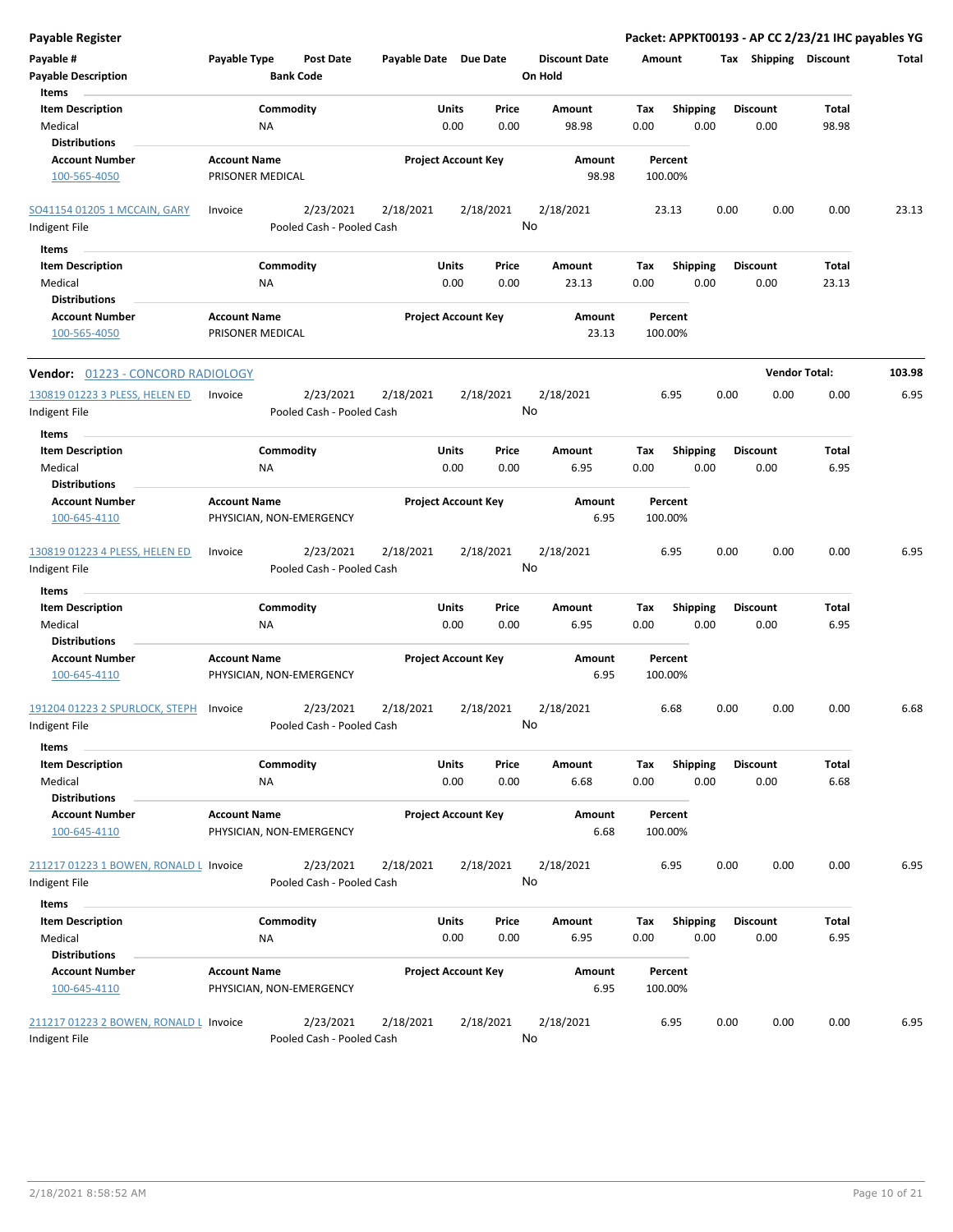**Payable Register** — Packet: APPKT00193 - AP CC 2/23/21 IHC payables YG

| Payable # / Payable Description | Payable Type | Post Date / Bank Code | Payable Date | Due Date | Discount Date / On Hold | Amount | Tax | Shipping | Discount | Total |
|---|---|---|---|---|---|---|---|---|---|---|

Items

| Item Description | Commodity | Units | Price | Amount | Tax | Shipping | Discount | Total |
|---|---|---|---|---|---|---|---|---|
| Medical | NA | 0.00 | 0.00 | 98.98 | 0.00 | 0.00 | 0.00 | 98.98 |

Distributions

| Account Number | Account Name | Project Account Key | Amount | Percent |
|---|---|---|---|---|
| 100-565-4050 | PRISONER MEDICAL | | 98.98 | 100.00% |

| Payable # | Payable Type | Post Date | Payable Date | Due Date | Discount Date | Amount | Tax | Shipping | Discount | Total |
|---|---|---|---|---|---|---|---|---|---|---|
| SO41154 01205 1 MCCAIN, GARY | Invoice | 2/23/2021 | 2/18/2021 | 2/18/2021 | 2/18/2021 | 23.13 | 0.00 | 0.00 | 0.00 | 23.13 |
| Indigent File | | Pooled Cash - Pooled Cash | | | No | | | | | |

Items

| Item Description | Commodity | Units | Price | Amount | Tax | Shipping | Discount | Total |
|---|---|---|---|---|---|---|---|---|
| Medical | NA | 0.00 | 0.00 | 23.13 | 0.00 | 0.00 | 0.00 | 23.13 |

Distributions

| Account Number | Account Name | Project Account Key | Amount | Percent |
|---|---|---|---|---|
| 100-565-4050 | PRISONER MEDICAL | | 23.13 | 100.00% |

**Vendor Total: 103.98**

## Vendor: 01223 - CONCORD RADIOLOGY

| Payable # | Payable Type | Post Date | Payable Date | Due Date | Discount Date | Amount | Tax | Shipping | Discount | Total |
|---|---|---|---|---|---|---|---|---|---|---|
| 130819 01223 3 PLESS, HELEN ED | Invoice | 2/23/2021 | 2/18/2021 | 2/18/2021 | 2/18/2021 | 6.95 | 0.00 | 0.00 | 0.00 | 6.95 |
| Indigent File | | Pooled Cash - Pooled Cash | | | No | | | | | |

Items

| Item Description | Commodity | Units | Price | Amount | Tax | Shipping | Discount | Total |
|---|---|---|---|---|---|---|---|---|
| Medical | NA | 0.00 | 0.00 | 6.95 | 0.00 | 0.00 | 0.00 | 6.95 |

Distributions

| Account Number | Account Name | Project Account Key | Amount | Percent |
|---|---|---|---|---|
| 100-645-4110 | PHYSICIAN, NON-EMERGENCY | | 6.95 | 100.00% |

| Payable # | Payable Type | Post Date | Payable Date | Due Date | Discount Date | Amount | Tax | Shipping | Discount | Total |
|---|---|---|---|---|---|---|---|---|---|---|
| 130819 01223 4 PLESS, HELEN ED | Invoice | 2/23/2021 | 2/18/2021 | 2/18/2021 | 2/18/2021 | 6.95 | 0.00 | 0.00 | 0.00 | 6.95 |
| Indigent File | | Pooled Cash - Pooled Cash | | | No | | | | | |

Items

| Item Description | Commodity | Units | Price | Amount | Tax | Shipping | Discount | Total |
|---|---|---|---|---|---|---|---|---|
| Medical | NA | 0.00 | 0.00 | 6.95 | 0.00 | 0.00 | 0.00 | 6.95 |

Distributions

| Account Number | Account Name | Project Account Key | Amount | Percent |
|---|---|---|---|---|
| 100-645-4110 | PHYSICIAN, NON-EMERGENCY | | 6.95 | 100.00% |

| Payable # | Payable Type | Post Date | Payable Date | Due Date | Discount Date | Amount | Tax | Shipping | Discount | Total |
|---|---|---|---|---|---|---|---|---|---|---|
| 191204 01223 2 SPURLOCK, STEPH | Invoice | 2/23/2021 | 2/18/2021 | 2/18/2021 | 2/18/2021 | 6.68 | 0.00 | 0.00 | 0.00 | 6.68 |
| Indigent File | | Pooled Cash - Pooled Cash | | | No | | | | | |

Items

| Item Description | Commodity | Units | Price | Amount | Tax | Shipping | Discount | Total |
|---|---|---|---|---|---|---|---|---|
| Medical | NA | 0.00 | 0.00 | 6.68 | 0.00 | 0.00 | 0.00 | 6.68 |

Distributions

| Account Number | Account Name | Project Account Key | Amount | Percent |
|---|---|---|---|---|
| 100-645-4110 | PHYSICIAN, NON-EMERGENCY | | 6.68 | 100.00% |

| Payable # | Payable Type | Post Date | Payable Date | Due Date | Discount Date | Amount | Tax | Shipping | Discount | Total |
|---|---|---|---|---|---|---|---|---|---|---|
| 211217 01223 1 BOWEN, RONALD L | Invoice | 2/23/2021 | 2/18/2021 | 2/18/2021 | 2/18/2021 | 6.95 | 0.00 | 0.00 | 0.00 | 6.95 |
| Indigent File | | Pooled Cash - Pooled Cash | | | No | | | | | |

Items

| Item Description | Commodity | Units | Price | Amount | Tax | Shipping | Discount | Total |
|---|---|---|---|---|---|---|---|---|
| Medical | NA | 0.00 | 0.00 | 6.95 | 0.00 | 0.00 | 0.00 | 6.95 |

Distributions

| Account Number | Account Name | Project Account Key | Amount | Percent |
|---|---|---|---|---|
| 100-645-4110 | PHYSICIAN, NON-EMERGENCY | | 6.95 | 100.00% |

| Payable # | Payable Type | Post Date | Payable Date | Due Date | Discount Date | Amount | Tax | Shipping | Discount | Total |
|---|---|---|---|---|---|---|---|---|---|---|
| 211217 01223 2 BOWEN, RONALD L | Invoice | 2/23/2021 | 2/18/2021 | 2/18/2021 | 2/18/2021 | 6.95 | 0.00 | 0.00 | 0.00 | 6.95 |
| Indigent File | | Pooled Cash - Pooled Cash | | | No | | | | | |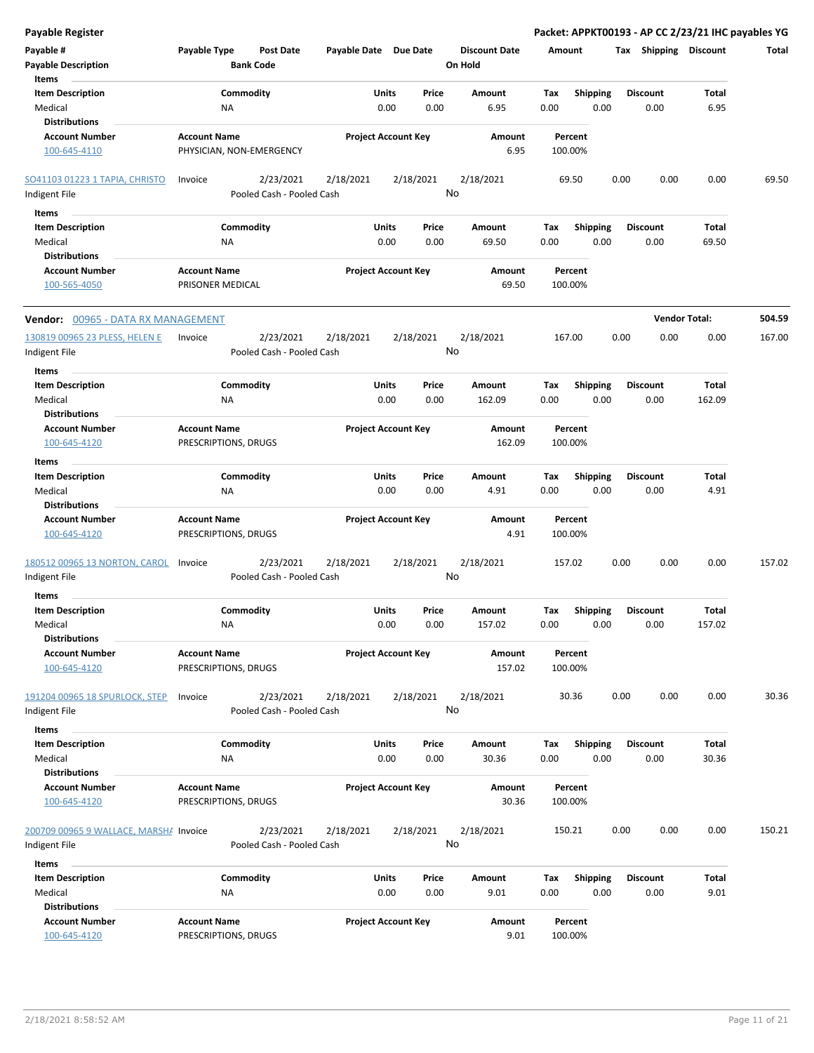**Payable Register** — Packet: APPKT00193 - AP CC 2/23/21 IHC payables YG

| Payable # | Payable Type | Post Date | Payable Date | Due Date | Discount Date | Amount | Tax | Shipping | Discount | Total |
|---|---|---|---|---|---|---|---|---|---|---|
| Payable Description | | Bank Code | | | On Hold | | | | | |

**Items**

| Item Description | Commodity | Units | Price | Amount | Tax | Shipping | Discount | Total |
|---|---|---|---|---|---|---|---|---|
| Medical | NA | 0.00 | 0.00 | 6.95 | 0.00 | 0.00 | 0.00 | 6.95 |

**Distributions**

| Account Number | Account Name | Project Account Key | Amount | Percent |
|---|---|---|---|---|
| 100-645-4110 | PHYSICIAN, NON-EMERGENCY | | 6.95 | 100.00% |

| Payable # | Payable Type | Post Date | Payable Date | Due Date | Discount Date | Amount | Tax | Shipping | Discount | Total |
|---|---|---|---|---|---|---|---|---|---|---|
| SO41103 01223 1 TAPIA, CHRISTO | Invoice | 2/23/2021 | 2/18/2021 | 2/18/2021 | 2/18/2021 | 69.50 | 0.00 | 0.00 | 0.00 | 69.50 |
| Indigent File | | Pooled Cash - Pooled Cash | | | No | | | | | |

**Items**

| Item Description | Commodity | Units | Price | Amount | Tax | Shipping | Discount | Total |
|---|---|---|---|---|---|---|---|---|
| Medical | NA | 0.00 | 0.00 | 69.50 | 0.00 | 0.00 | 0.00 | 69.50 |

**Distributions**

| Account Number | Account Name | Project Account Key | Amount | Percent |
|---|---|---|---|---|
| 100-565-4050 | PRISONER MEDICAL | | 69.50 | 100.00% |

**Vendor:** 00965 - DATA RX MANAGEMENT — **Vendor Total: 504.59**

| Payable # | Payable Type | Post Date | Payable Date | Due Date | Discount Date | Amount | Tax | Shipping | Discount | Total |
|---|---|---|---|---|---|---|---|---|---|---|
| 130819 00965 23 PLESS, HELEN E | Invoice | 2/23/2021 | 2/18/2021 | 2/18/2021 | 2/18/2021 | 167.00 | 0.00 | 0.00 | 0.00 | 167.00 |
| Indigent File | | Pooled Cash - Pooled Cash | | | No | | | | | |

**Items**

| Item Description | Commodity | Units | Price | Amount | Tax | Shipping | Discount | Total |
|---|---|---|---|---|---|---|---|---|
| Medical | NA | 0.00 | 0.00 | 162.09 | 0.00 | 0.00 | 0.00 | 162.09 |

**Distributions**

| Account Number | Account Name | Project Account Key | Amount | Percent |
|---|---|---|---|---|
| 100-645-4120 | PRESCRIPTIONS, DRUGS | | 162.09 | 100.00% |

**Items**

| Item Description | Commodity | Units | Price | Amount | Tax | Shipping | Discount | Total |
|---|---|---|---|---|---|---|---|---|
| Medical | NA | 0.00 | 0.00 | 4.91 | 0.00 | 0.00 | 0.00 | 4.91 |

**Distributions**

| Account Number | Account Name | Project Account Key | Amount | Percent |
|---|---|---|---|---|
| 100-645-4120 | PRESCRIPTIONS, DRUGS | | 4.91 | 100.00% |

| Payable # | Payable Type | Post Date | Payable Date | Due Date | Discount Date | Amount | Tax | Shipping | Discount | Total |
|---|---|---|---|---|---|---|---|---|---|---|
| 180512 00965 13 NORTON, CAROL | Invoice | 2/23/2021 | 2/18/2021 | 2/18/2021 | 2/18/2021 | 157.02 | 0.00 | 0.00 | 0.00 | 157.02 |
| Indigent File | | Pooled Cash - Pooled Cash | | | No | | | | | |

**Items**

| Item Description | Commodity | Units | Price | Amount | Tax | Shipping | Discount | Total |
|---|---|---|---|---|---|---|---|---|
| Medical | NA | 0.00 | 0.00 | 157.02 | 0.00 | 0.00 | 0.00 | 157.02 |

**Distributions**

| Account Number | Account Name | Project Account Key | Amount | Percent |
|---|---|---|---|---|
| 100-645-4120 | PRESCRIPTIONS, DRUGS | | 157.02 | 100.00% |

| Payable # | Payable Type | Post Date | Payable Date | Due Date | Discount Date | Amount | Tax | Shipping | Discount | Total |
|---|---|---|---|---|---|---|---|---|---|---|
| 191204 00965 18 SPURLOCK, STEP | Invoice | 2/23/2021 | 2/18/2021 | 2/18/2021 | 2/18/2021 | 30.36 | 0.00 | 0.00 | 0.00 | 30.36 |
| Indigent File | | Pooled Cash - Pooled Cash | | | No | | | | | |

**Items**

| Item Description | Commodity | Units | Price | Amount | Tax | Shipping | Discount | Total |
|---|---|---|---|---|---|---|---|---|
| Medical | NA | 0.00 | 0.00 | 30.36 | 0.00 | 0.00 | 0.00 | 30.36 |

**Distributions**

| Account Number | Account Name | Project Account Key | Amount | Percent |
|---|---|---|---|---|
| 100-645-4120 | PRESCRIPTIONS, DRUGS | | 30.36 | 100.00% |

| Payable # | Payable Type | Post Date | Payable Date | Due Date | Discount Date | Amount | Tax | Shipping | Discount | Total |
|---|---|---|---|---|---|---|---|---|---|---|
| 200709 00965 9 WALLACE, MARSHA | Invoice | 2/23/2021 | 2/18/2021 | 2/18/2021 | 2/18/2021 | 150.21 | 0.00 | 0.00 | 0.00 | 150.21 |
| Indigent File | | Pooled Cash - Pooled Cash | | | No | | | | | |

**Items**

| Item Description | Commodity | Units | Price | Amount | Tax | Shipping | Discount | Total |
|---|---|---|---|---|---|---|---|---|
| Medical | NA | 0.00 | 0.00 | 9.01 | 0.00 | 0.00 | 0.00 | 9.01 |

**Distributions**

| Account Number | Account Name | Project Account Key | Amount | Percent |
|---|---|---|---|---|
| 100-645-4120 | PRESCRIPTIONS, DRUGS | | 9.01 | 100.00% |

2/18/2021 8:58:52 AM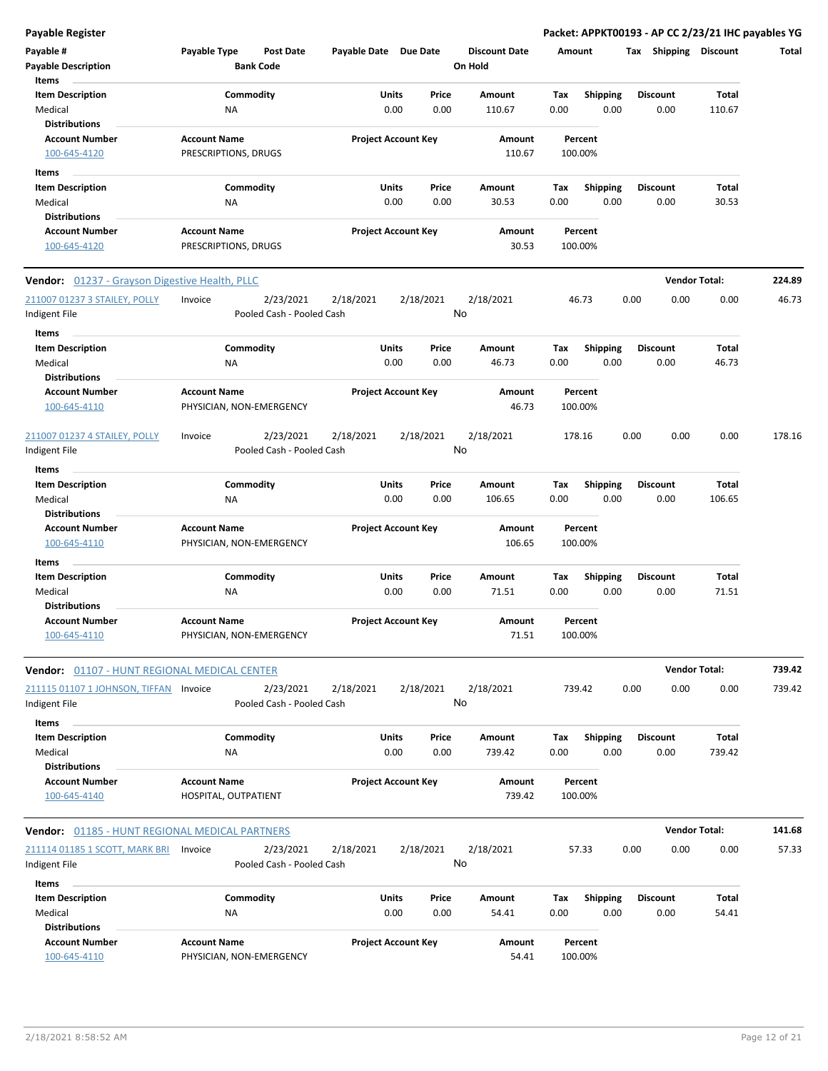**Payable Register** — **Packet: APPKT00193 - AP CC 2/23/21 IHC payables YG**

| Payable # | Payable Type | Post Date | Payable Date | Due Date | Discount Date | Amount | Tax | Shipping | Discount | Total |
|---|---|---|---|---|---|---|---|---|---|---|
| **Payable Description** | | **Bank Code** | | | **On Hold** | | | | | |

**Items**

| Item Description | Commodity | Units | Price | Amount | Tax | Shipping | Discount | Total |
|---|---|---|---|---|---|---|---|---|
| Medical | NA | 0.00 | 0.00 | 110.67 | 0.00 | 0.00 | 0.00 | 110.67 |

**Distributions**

| Account Number | Account Name | Project Account Key | Amount | Percent |
|---|---|---|---|---|
| 100-645-4120 | PRESCRIPTIONS, DRUGS | | 110.67 | 100.00% |

**Items**

| Item Description | Commodity | Units | Price | Amount | Tax | Shipping | Discount | Total |
|---|---|---|---|---|---|---|---|---|
| Medical | NA | 0.00 | 0.00 | 30.53 | 0.00 | 0.00 | 0.00 | 30.53 |

**Distributions**

| Account Number | Account Name | Project Account Key | Amount | Percent |
|---|---|---|---|---|
| 100-645-4120 | PRESCRIPTIONS, DRUGS | | 30.53 | 100.00% |

---

**Vendor: 01237 - Grayson Digestive Health, PLLC** — **Vendor Total: 224.89**

| Payable # | Payable Type | Post Date | Payable Date | Due Date | Discount Date | Amount | Tax | Shipping | Discount | Total |
|---|---|---|---|---|---|---|---|---|---|---|
| 211007 01237 3 STAILEY, POLLY | Invoice | 2/23/2021 | 2/18/2021 | 2/18/2021 | 2/18/2021 | 46.73 | 0.00 | 0.00 | 0.00 | 46.73 |
| Indigent File | | Pooled Cash - Pooled Cash | | | No | | | | | |

**Items**

| Item Description | Commodity | Units | Price | Amount | Tax | Shipping | Discount | Total |
|---|---|---|---|---|---|---|---|---|
| Medical | NA | 0.00 | 0.00 | 46.73 | 0.00 | 0.00 | 0.00 | 46.73 |

**Distributions**

| Account Number | Account Name | Project Account Key | Amount | Percent |
|---|---|---|---|---|
| 100-645-4110 | PHYSICIAN, NON-EMERGENCY | | 46.73 | 100.00% |

| Payable # | Payable Type | Post Date | Payable Date | Due Date | Discount Date | Amount | Tax | Shipping | Discount | Total |
|---|---|---|---|---|---|---|---|---|---|---|
| 211007 01237 4 STAILEY, POLLY | Invoice | 2/23/2021 | 2/18/2021 | 2/18/2021 | 2/18/2021 | 178.16 | 0.00 | 0.00 | 0.00 | 178.16 |
| Indigent File | | Pooled Cash - Pooled Cash | | | No | | | | | |

**Items**

| Item Description | Commodity | Units | Price | Amount | Tax | Shipping | Discount | Total |
|---|---|---|---|---|---|---|---|---|
| Medical | NA | 0.00 | 0.00 | 106.65 | 0.00 | 0.00 | 0.00 | 106.65 |

**Distributions**

| Account Number | Account Name | Project Account Key | Amount | Percent |
|---|---|---|---|---|
| 100-645-4110 | PHYSICIAN, NON-EMERGENCY | | 106.65 | 100.00% |

**Items**

| Item Description | Commodity | Units | Price | Amount | Tax | Shipping | Discount | Total |
|---|---|---|---|---|---|---|---|---|
| Medical | NA | 0.00 | 0.00 | 71.51 | 0.00 | 0.00 | 0.00 | 71.51 |

**Distributions**

| Account Number | Account Name | Project Account Key | Amount | Percent |
|---|---|---|---|---|
| 100-645-4110 | PHYSICIAN, NON-EMERGENCY | | 71.51 | 100.00% |

---

**Vendor: 01107 - HUNT REGIONAL MEDICAL CENTER** — **Vendor Total: 739.42**

| Payable # | Payable Type | Post Date | Payable Date | Due Date | Discount Date | Amount | Tax | Shipping | Discount | Total |
|---|---|---|---|---|---|---|---|---|---|---|
| 211115 01107 1 JOHNSON, TIFFAN | Invoice | 2/23/2021 | 2/18/2021 | 2/18/2021 | 2/18/2021 | 739.42 | 0.00 | 0.00 | 0.00 | 739.42 |
| Indigent File | | Pooled Cash - Pooled Cash | | | No | | | | | |

**Items**

| Item Description | Commodity | Units | Price | Amount | Tax | Shipping | Discount | Total |
|---|---|---|---|---|---|---|---|---|
| Medical | NA | 0.00 | 0.00 | 739.42 | 0.00 | 0.00 | 0.00 | 739.42 |

**Distributions**

| Account Number | Account Name | Project Account Key | Amount | Percent |
|---|---|---|---|---|
| 100-645-4140 | HOSPITAL, OUTPATIENT | | 739.42 | 100.00% |

---

**Vendor: 01185 - HUNT REGIONAL MEDICAL PARTNERS** — **Vendor Total: 141.68**

| Payable # | Payable Type | Post Date | Payable Date | Due Date | Discount Date | Amount | Tax | Shipping | Discount | Total |
|---|---|---|---|---|---|---|---|---|---|---|
| 211114 01185 1 SCOTT, MARK BRI | Invoice | 2/23/2021 | 2/18/2021 | 2/18/2021 | 2/18/2021 | 57.33 | 0.00 | 0.00 | 0.00 | 57.33 |
| Indigent File | | Pooled Cash - Pooled Cash | | | No | | | | | |

**Items**

| Item Description | Commodity | Units | Price | Amount | Tax | Shipping | Discount | Total |
|---|---|---|---|---|---|---|---|---|
| Medical | NA | 0.00 | 0.00 | 54.41 | 0.00 | 0.00 | 0.00 | 54.41 |

**Distributions**

| Account Number | Account Name | Project Account Key | Amount | Percent |
|---|---|---|---|---|
| 100-645-4110 | PHYSICIAN, NON-EMERGENCY | | 54.41 | 100.00% |

2/18/2021 8:58:52 AM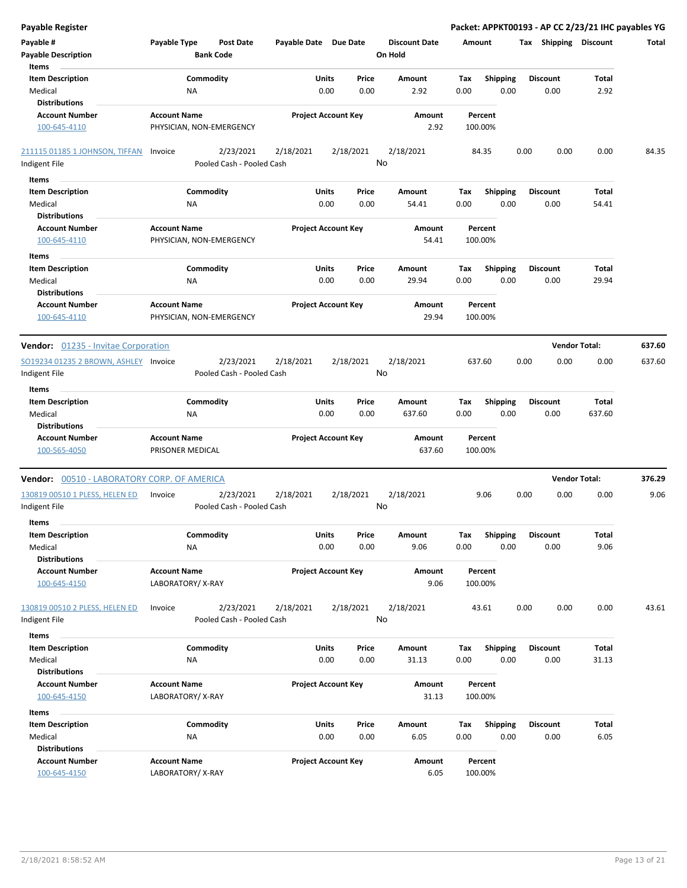| Payable # | Payable Type | Post Date | Payable Date | Due Date | Discount Date | Amount | Tax | Shipping | Discount | Total |
|---|---|---|---|---|---|---|---|---|---|---|
| Payable Description | | Bank Code | | | On Hold | | | | | |

**Items**

| Item Description | Commodity | Units | Price | Amount | Tax | Shipping | Discount | Total |
|---|---|---|---|---|---|---|---|---|
| Medical | NA | 0.00 | 0.00 | 2.92 | 0.00 | 0.00 | 0.00 | 2.92 |

**Distributions**

| Account Number | Account Name | Project Account Key | Amount | Percent |
|---|---|---|---|---|
| 100-645-4110 | PHYSICIAN, NON-EMERGENCY | | 2.92 | 100.00% |

| Payable # | Payable Type | Post Date | Payable Date | Due Date | Discount Date | Amount | Tax | Shipping | Discount | Total |
|---|---|---|---|---|---|---|---|---|---|---|
| 211115 01185 1 JOHNSON, TIFFAN | Invoice | 2/23/2021 | 2/18/2021 | 2/18/2021 | 2/18/2021 | 84.35 | 0.00 | 0.00 | 0.00 | 84.35 |
| Indigent File | | Pooled Cash - Pooled Cash | | | No | | | | | |

**Items**

| Item Description | Commodity | Units | Price | Amount | Tax | Shipping | Discount | Total |
|---|---|---|---|---|---|---|---|---|
| Medical | NA | 0.00 | 0.00 | 54.41 | 0.00 | 0.00 | 0.00 | 54.41 |

**Distributions**

| Account Number | Account Name | Project Account Key | Amount | Percent |
|---|---|---|---|---|
| 100-645-4110 | PHYSICIAN, NON-EMERGENCY | | 54.41 | 100.00% |

**Items**

| Item Description | Commodity | Units | Price | Amount | Tax | Shipping | Discount | Total |
|---|---|---|---|---|---|---|---|---|
| Medical | NA | 0.00 | 0.00 | 29.94 | 0.00 | 0.00 | 0.00 | 29.94 |

**Distributions**

| Account Number | Account Name | Project Account Key | Amount | Percent |
|---|---|---|---|---|
| 100-645-4110 | PHYSICIAN, NON-EMERGENCY | | 29.94 | 100.00% |

**Vendor:** 01235 - Invitae Corporation — **Vendor Total:** 637.60

| Payable # | Payable Type | Post Date | Payable Date | Due Date | Discount Date | Amount | Tax | Shipping | Discount | Total |
|---|---|---|---|---|---|---|---|---|---|---|
| SO19234 01235 2 BROWN, ASHLEY | Invoice | 2/23/2021 | 2/18/2021 | 2/18/2021 | 2/18/2021 | 637.60 | 0.00 | 0.00 | 0.00 | 637.60 |
| Indigent File | | Pooled Cash - Pooled Cash | | | No | | | | | |

**Items**

| Item Description | Commodity | Units | Price | Amount | Tax | Shipping | Discount | Total |
|---|---|---|---|---|---|---|---|---|
| Medical | NA | 0.00 | 0.00 | 637.60 | 0.00 | 0.00 | 0.00 | 637.60 |

**Distributions**

| Account Number | Account Name | Project Account Key | Amount | Percent |
|---|---|---|---|---|
| 100-565-4050 | PRISONER MEDICAL | | 637.60 | 100.00% |

**Vendor:** 00510 - LABORATORY CORP. OF AMERICA — **Vendor Total:** 376.29

| Payable # | Payable Type | Post Date | Payable Date | Due Date | Discount Date | Amount | Tax | Shipping | Discount | Total |
|---|---|---|---|---|---|---|---|---|---|---|
| 130819 00510 1 PLESS, HELEN ED | Invoice | 2/23/2021 | 2/18/2021 | 2/18/2021 | 2/18/2021 | 9.06 | 0.00 | 0.00 | 0.00 | 9.06 |
| Indigent File | | Pooled Cash - Pooled Cash | | | No | | | | | |

**Items**

| Item Description | Commodity | Units | Price | Amount | Tax | Shipping | Discount | Total |
|---|---|---|---|---|---|---|---|---|
| Medical | NA | 0.00 | 0.00 | 9.06 | 0.00 | 0.00 | 0.00 | 9.06 |

**Distributions**

| Account Number | Account Name | Project Account Key | Amount | Percent |
|---|---|---|---|---|
| 100-645-4150 | LABORATORY/ X-RAY | | 9.06 | 100.00% |

| Payable # | Payable Type | Post Date | Payable Date | Due Date | Discount Date | Amount | Tax | Shipping | Discount | Total |
|---|---|---|---|---|---|---|---|---|---|---|
| 130819 00510 2 PLESS, HELEN ED | Invoice | 2/23/2021 | 2/18/2021 | 2/18/2021 | 2/18/2021 | 43.61 | 0.00 | 0.00 | 0.00 | 43.61 |
| Indigent File | | Pooled Cash - Pooled Cash | | | No | | | | | |

**Items**

| Item Description | Commodity | Units | Price | Amount | Tax | Shipping | Discount | Total |
|---|---|---|---|---|---|---|---|---|
| Medical | NA | 0.00 | 0.00 | 31.13 | 0.00 | 0.00 | 0.00 | 31.13 |

**Distributions**

| Account Number | Account Name | Project Account Key | Amount | Percent |
|---|---|---|---|---|
| 100-645-4150 | LABORATORY/ X-RAY | | 31.13 | 100.00% |

**Items**

| Item Description | Commodity | Units | Price | Amount | Tax | Shipping | Discount | Total |
|---|---|---|---|---|---|---|---|---|
| Medical | NA | 0.00 | 0.00 | 6.05 | 0.00 | 0.00 | 0.00 | 6.05 |

**Distributions**

| Account Number | Account Name | Project Account Key | Amount | Percent |
|---|---|---|---|---|
| 100-645-4150 | LABORATORY/ X-RAY | | 6.05 | 100.00% |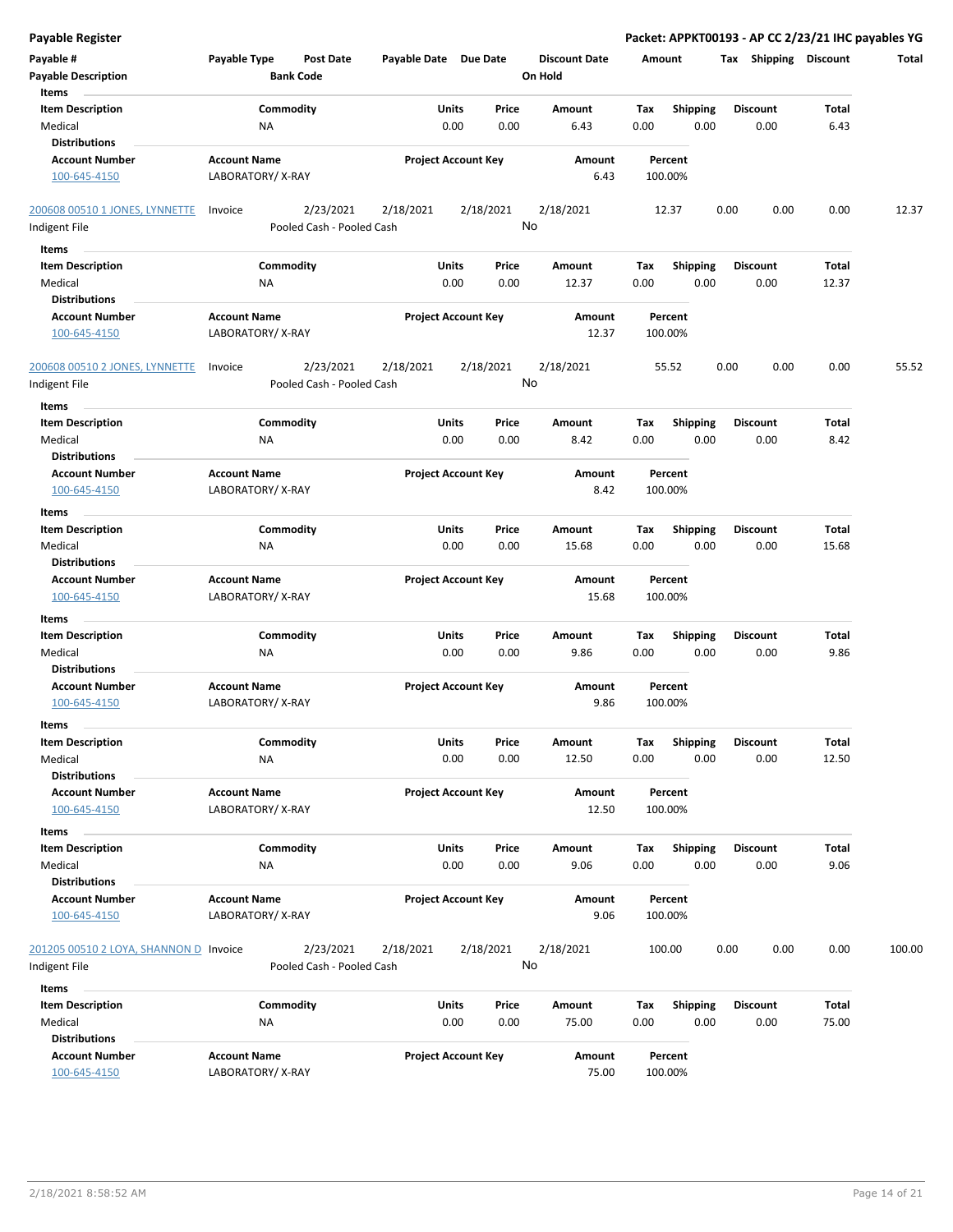# Payable Register

**Packet: APPKT00193 - AP CC 2/23/21 IHC payables YG**

| Payable # | Payable Type | Post Date | Payable Date | Due Date | Discount Date | Amount | Tax | Shipping | Discount | Total |
|---|---|---|---|---|---|---|---|---|---|---|
| **Payable Description** | | **Bank Code** | | | **On Hold** | | | | | |

**Items**

| Item Description | Commodity | Units | Price | Amount | Tax | Shipping | Discount | Total |
|---|---|---|---|---|---|---|---|---|
| Medical | NA | 0.00 | 0.00 | 6.43 | 0.00 | 0.00 | 0.00 | 6.43 |

**Distributions**

| Account Number | Account Name | Project Account Key | Amount | Percent |
|---|---|---|---|---|
| 100-645-4150 | LABORATORY/ X-RAY | | 6.43 | 100.00% |

| Payable # | Payable Type | Post Date | Payable Date | Due Date | Discount Date | Amount | Tax | Shipping | Discount | Total |
|---|---|---|---|---|---|---|---|---|---|---|
| 200608 00510 1 JONES, LYNNETTE | Invoice | 2/23/2021 | 2/18/2021 | 2/18/2021 | 2/18/2021 | 12.37 | 0.00 | 0.00 | 0.00 | 12.37 |
| Indigent File | | Pooled Cash - Pooled Cash | | | No | | | | | |

**Items**

| Item Description | Commodity | Units | Price | Amount | Tax | Shipping | Discount | Total |
|---|---|---|---|---|---|---|---|---|
| Medical | NA | 0.00 | 0.00 | 12.37 | 0.00 | 0.00 | 0.00 | 12.37 |

**Distributions**

| Account Number | Account Name | Project Account Key | Amount | Percent |
|---|---|---|---|---|
| 100-645-4150 | LABORATORY/ X-RAY | | 12.37 | 100.00% |

| Payable # | Payable Type | Post Date | Payable Date | Due Date | Discount Date | Amount | Tax | Shipping | Discount | Total |
|---|---|---|---|---|---|---|---|---|---|---|
| 200608 00510 2 JONES, LYNNETTE | Invoice | 2/23/2021 | 2/18/2021 | 2/18/2021 | 2/18/2021 | 55.52 | 0.00 | 0.00 | 0.00 | 55.52 |
| Indigent File | | Pooled Cash - Pooled Cash | | | No | | | | | |

**Items**

| Item Description | Commodity | Units | Price | Amount | Tax | Shipping | Discount | Total |
|---|---|---|---|---|---|---|---|---|
| Medical | NA | 0.00 | 0.00 | 8.42 | 0.00 | 0.00 | 0.00 | 8.42 |

**Distributions**

| Account Number | Account Name | Project Account Key | Amount | Percent |
|---|---|---|---|---|
| 100-645-4150 | LABORATORY/ X-RAY | | 8.42 | 100.00% |

**Items**

| Item Description | Commodity | Units | Price | Amount | Tax | Shipping | Discount | Total |
|---|---|---|---|---|---|---|---|---|
| Medical | NA | 0.00 | 0.00 | 15.68 | 0.00 | 0.00 | 0.00 | 15.68 |

**Distributions**

| Account Number | Account Name | Project Account Key | Amount | Percent |
|---|---|---|---|---|
| 100-645-4150 | LABORATORY/ X-RAY | | 15.68 | 100.00% |

**Items**

| Item Description | Commodity | Units | Price | Amount | Tax | Shipping | Discount | Total |
|---|---|---|---|---|---|---|---|---|
| Medical | NA | 0.00 | 0.00 | 9.86 | 0.00 | 0.00 | 0.00 | 9.86 |

**Distributions**

| Account Number | Account Name | Project Account Key | Amount | Percent |
|---|---|---|---|---|
| 100-645-4150 | LABORATORY/ X-RAY | | 9.86 | 100.00% |

**Items**

| Item Description | Commodity | Units | Price | Amount | Tax | Shipping | Discount | Total |
|---|---|---|---|---|---|---|---|---|
| Medical | NA | 0.00 | 0.00 | 12.50 | 0.00 | 0.00 | 0.00 | 12.50 |

**Distributions**

| Account Number | Account Name | Project Account Key | Amount | Percent |
|---|---|---|---|---|
| 100-645-4150 | LABORATORY/ X-RAY | | 12.50 | 100.00% |

**Items**

| Item Description | Commodity | Units | Price | Amount | Tax | Shipping | Discount | Total |
|---|---|---|---|---|---|---|---|---|
| Medical | NA | 0.00 | 0.00 | 9.06 | 0.00 | 0.00 | 0.00 | 9.06 |

**Distributions**

| Account Number | Account Name | Project Account Key | Amount | Percent |
|---|---|---|---|---|
| 100-645-4150 | LABORATORY/ X-RAY | | 9.06 | 100.00% |

| Payable # | Payable Type | Post Date | Payable Date | Due Date | Discount Date | Amount | Tax | Shipping | Discount | Total |
|---|---|---|---|---|---|---|---|---|---|---|
| 201205 00510 2 LOYA, SHANNON D | Invoice | 2/23/2021 | 2/18/2021 | 2/18/2021 | 2/18/2021 | 100.00 | 0.00 | 0.00 | 0.00 | 100.00 |
| Indigent File | | Pooled Cash - Pooled Cash | | | No | | | | | |

**Items**

| Item Description | Commodity | Units | Price | Amount | Tax | Shipping | Discount | Total |
|---|---|---|---|---|---|---|---|---|
| Medical | NA | 0.00 | 0.00 | 75.00 | 0.00 | 0.00 | 0.00 | 75.00 |

**Distributions**

| Account Number | Account Name | Project Account Key | Amount | Percent |
|---|---|---|---|---|
| 100-645-4150 | LABORATORY/ X-RAY | | 75.00 | 100.00% |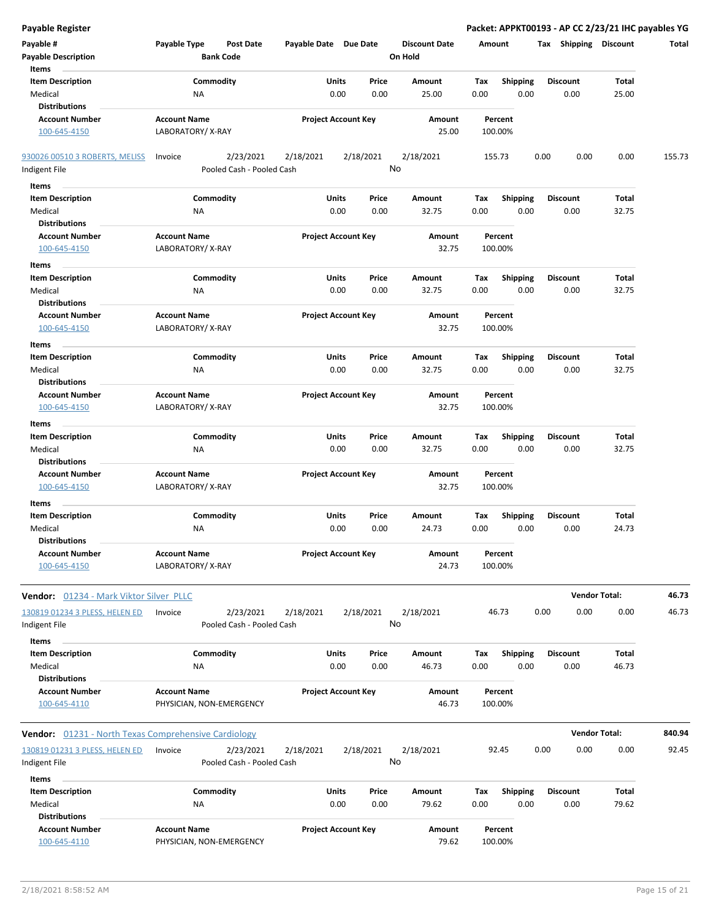**Payable Register** — **Packet: APPKT00193 - AP CC 2/23/21 IHC payables YG**

| Payable # | Payable Type | Post Date | Payable Date | Due Date | Discount Date | Amount | Tax | Shipping | Discount | Total |
|---|---|---|---|---|---|---|---|---|---|---|
| Payable Description | | Bank Code | | | On Hold | | | | | |

**Items**

| Item Description | Commodity | Units | Price | Amount | Tax | Shipping | Discount | Total |
|---|---|---|---|---|---|---|---|---|
| Medical | NA | 0.00 | 0.00 | 25.00 | 0.00 | 0.00 | 0.00 | 25.00 |

**Distributions**

| Account Number | Account Name | Project Account Key | Amount | Percent |
|---|---|---|---|---|
| 100-645-4150 | LABORATORY/ X-RAY | | 25.00 | 100.00% |

| Payable # | Payable Type | Post Date | Payable Date | Due Date | Discount Date | Amount | Tax | Shipping | Discount | Total |
|---|---|---|---|---|---|---|---|---|---|---|
| 930026 00510 3 ROBERTS, MELISS | Invoice | 2/23/2021 | 2/18/2021 | 2/18/2021 | 2/18/2021 | 155.73 | 0.00 | 0.00 | 0.00 | 155.73 |
| Indigent File | | Pooled Cash - Pooled Cash | | | No | | | | | |

**Items**

| Item Description | Commodity | Units | Price | Amount | Tax | Shipping | Discount | Total |
|---|---|---|---|---|---|---|---|---|
| Medical | NA | 0.00 | 0.00 | 32.75 | 0.00 | 0.00 | 0.00 | 32.75 |

**Distributions**

| Account Number | Account Name | Project Account Key | Amount | Percent |
|---|---|---|---|---|
| 100-645-4150 | LABORATORY/ X-RAY | | 32.75 | 100.00% |

**Items**

| Item Description | Commodity | Units | Price | Amount | Tax | Shipping | Discount | Total |
|---|---|---|---|---|---|---|---|---|
| Medical | NA | 0.00 | 0.00 | 32.75 | 0.00 | 0.00 | 0.00 | 32.75 |

**Distributions**

| Account Number | Account Name | Project Account Key | Amount | Percent |
|---|---|---|---|---|
| 100-645-4150 | LABORATORY/ X-RAY | | 32.75 | 100.00% |

**Items**

| Item Description | Commodity | Units | Price | Amount | Tax | Shipping | Discount | Total |
|---|---|---|---|---|---|---|---|---|
| Medical | NA | 0.00 | 0.00 | 32.75 | 0.00 | 0.00 | 0.00 | 32.75 |

**Distributions**

| Account Number | Account Name | Project Account Key | Amount | Percent |
|---|---|---|---|---|
| 100-645-4150 | LABORATORY/ X-RAY | | 32.75 | 100.00% |

**Items**

| Item Description | Commodity | Units | Price | Amount | Tax | Shipping | Discount | Total |
|---|---|---|---|---|---|---|---|---|
| Medical | NA | 0.00 | 0.00 | 32.75 | 0.00 | 0.00 | 0.00 | 32.75 |

**Distributions**

| Account Number | Account Name | Project Account Key | Amount | Percent |
|---|---|---|---|---|
| 100-645-4150 | LABORATORY/ X-RAY | | 32.75 | 100.00% |

**Items**

| Item Description | Commodity | Units | Price | Amount | Tax | Shipping | Discount | Total |
|---|---|---|---|---|---|---|---|---|
| Medical | NA | 0.00 | 0.00 | 24.73 | 0.00 | 0.00 | 0.00 | 24.73 |

**Distributions**

| Account Number | Account Name | Project Account Key | Amount | Percent |
|---|---|---|---|---|
| 100-645-4150 | LABORATORY/ X-RAY | | 24.73 | 100.00% |

**Vendor: 01234 - Mark Viktor Silver PLLC** — **Vendor Total: 46.73**

| Payable # | Payable Type | Post Date | Payable Date | Due Date | Discount Date | Amount | Tax | Shipping | Discount | Total |
|---|---|---|---|---|---|---|---|---|---|---|
| 130819 01234 3 PLESS, HELEN ED | Invoice | 2/23/2021 | 2/18/2021 | 2/18/2021 | 2/18/2021 | 46.73 | 0.00 | 0.00 | 0.00 | 46.73 |
| Indigent File | | Pooled Cash - Pooled Cash | | | No | | | | | |

**Items**

| Item Description | Commodity | Units | Price | Amount | Tax | Shipping | Discount | Total |
|---|---|---|---|---|---|---|---|---|
| Medical | NA | 0.00 | 0.00 | 46.73 | 0.00 | 0.00 | 0.00 | 46.73 |

**Distributions**

| Account Number | Account Name | Project Account Key | Amount | Percent |
|---|---|---|---|---|
| 100-645-4110 | PHYSICIAN, NON-EMERGENCY | | 46.73 | 100.00% |

**Vendor: 01231 - North Texas Comprehensive Cardiology** — **Vendor Total: 840.94**

| Payable # | Payable Type | Post Date | Payable Date | Due Date | Discount Date | Amount | Tax | Shipping | Discount | Total |
|---|---|---|---|---|---|---|---|---|---|---|
| 130819 01231 3 PLESS, HELEN ED | Invoice | 2/23/2021 | 2/18/2021 | 2/18/2021 | 2/18/2021 | 92.45 | 0.00 | 0.00 | 0.00 | 92.45 |
| Indigent File | | Pooled Cash - Pooled Cash | | | No | | | | | |

**Items**

| Item Description | Commodity | Units | Price | Amount | Tax | Shipping | Discount | Total |
|---|---|---|---|---|---|---|---|---|
| Medical | NA | 0.00 | 0.00 | 79.62 | 0.00 | 0.00 | 0.00 | 79.62 |

**Distributions**

| Account Number | Account Name | Project Account Key | Amount | Percent |
|---|---|---|---|---|
| 100-645-4110 | PHYSICIAN, NON-EMERGENCY | | 79.62 | 100.00% |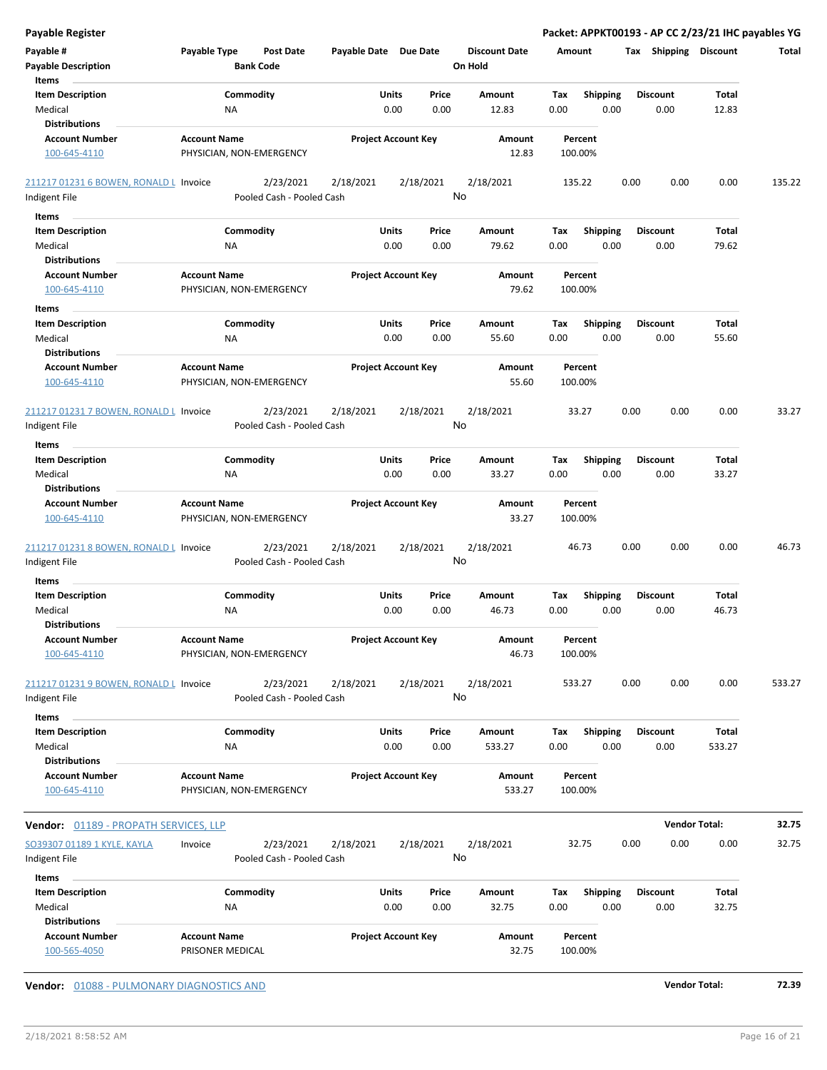**Payable Register** | **Packet: APPKT00193 - AP CC 2/23/21 IHC payables YG**

| Payable # | Payable Type | Post Date | Payable Date | Due Date | Discount Date | Amount | Tax | Shipping | Discount | Total |
|---|---|---|---|---|---|---|---|---|---|---|
| **Payable Description** | | **Bank Code** | | | **On Hold** | | | | | |

**Items**

| Item Description | Commodity | Units | Price | Amount | Tax | Shipping | Discount | Total |
|---|---|---|---|---|---|---|---|---|
| Medical | NA | 0.00 | 0.00 | 12.83 | 0.00 | 0.00 | 0.00 | 12.83 |

**Distributions**

| Account Number | Account Name | Project Account Key | Amount | Percent |
|---|---|---|---|---|
| 100-645-4110 | PHYSICIAN, NON-EMERGENCY | | 12.83 | 100.00% |

| Payable # | Payable Type | Post Date | Payable Date | Due Date | Discount Date | Amount | Tax | Shipping | Discount | Total |
|---|---|---|---|---|---|---|---|---|---|---|
| 211217 01231 6 BOWEN, RONALD L | Invoice | 2/23/2021 | 2/18/2021 | 2/18/2021 | 2/18/2021 | 135.22 | 0.00 | 0.00 | 0.00 | 135.22 |
| Indigent File | | Pooled Cash - Pooled Cash | | | No | | | | | |

**Items**

| Item Description | Commodity | Units | Price | Amount | Tax | Shipping | Discount | Total |
|---|---|---|---|---|---|---|---|---|
| Medical | NA | 0.00 | 0.00 | 79.62 | 0.00 | 0.00 | 0.00 | 79.62 |

**Distributions**

| Account Number | Account Name | Project Account Key | Amount | Percent |
|---|---|---|---|---|
| 100-645-4110 | PHYSICIAN, NON-EMERGENCY | | 79.62 | 100.00% |

**Items**

| Item Description | Commodity | Units | Price | Amount | Tax | Shipping | Discount | Total |
|---|---|---|---|---|---|---|---|---|
| Medical | NA | 0.00 | 0.00 | 55.60 | 0.00 | 0.00 | 0.00 | 55.60 |

**Distributions**

| Account Number | Account Name | Project Account Key | Amount | Percent |
|---|---|---|---|---|
| 100-645-4110 | PHYSICIAN, NON-EMERGENCY | | 55.60 | 100.00% |

| Payable # | Payable Type | Post Date | Payable Date | Due Date | Discount Date | Amount | Tax | Shipping | Discount | Total |
|---|---|---|---|---|---|---|---|---|---|---|
| 211217 01231 7 BOWEN, RONALD L | Invoice | 2/23/2021 | 2/18/2021 | 2/18/2021 | 2/18/2021 | 33.27 | 0.00 | 0.00 | 0.00 | 33.27 |
| Indigent File | | Pooled Cash - Pooled Cash | | | No | | | | | |

**Items**

| Item Description | Commodity | Units | Price | Amount | Tax | Shipping | Discount | Total |
|---|---|---|---|---|---|---|---|---|
| Medical | NA | 0.00 | 0.00 | 33.27 | 0.00 | 0.00 | 0.00 | 33.27 |

**Distributions**

| Account Number | Account Name | Project Account Key | Amount | Percent |
|---|---|---|---|---|
| 100-645-4110 | PHYSICIAN, NON-EMERGENCY | | 33.27 | 100.00% |

| Payable # | Payable Type | Post Date | Payable Date | Due Date | Discount Date | Amount | Tax | Shipping | Discount | Total |
|---|---|---|---|---|---|---|---|---|---|---|
| 211217 01231 8 BOWEN, RONALD L | Invoice | 2/23/2021 | 2/18/2021 | 2/18/2021 | 2/18/2021 | 46.73 | 0.00 | 0.00 | 0.00 | 46.73 |
| Indigent File | | Pooled Cash - Pooled Cash | | | No | | | | | |

**Items**

| Item Description | Commodity | Units | Price | Amount | Tax | Shipping | Discount | Total |
|---|---|---|---|---|---|---|---|---|
| Medical | NA | 0.00 | 0.00 | 46.73 | 0.00 | 0.00 | 0.00 | 46.73 |

**Distributions**

| Account Number | Account Name | Project Account Key | Amount | Percent |
|---|---|---|---|---|
| 100-645-4110 | PHYSICIAN, NON-EMERGENCY | | 46.73 | 100.00% |

| Payable # | Payable Type | Post Date | Payable Date | Due Date | Discount Date | Amount | Tax | Shipping | Discount | Total |
|---|---|---|---|---|---|---|---|---|---|---|
| 211217 01231 9 BOWEN, RONALD L | Invoice | 2/23/2021 | 2/18/2021 | 2/18/2021 | 2/18/2021 | 533.27 | 0.00 | 0.00 | 0.00 | 533.27 |
| Indigent File | | Pooled Cash - Pooled Cash | | | No | | | | | |

**Items**

| Item Description | Commodity | Units | Price | Amount | Tax | Shipping | Discount | Total |
|---|---|---|---|---|---|---|---|---|
| Medical | NA | 0.00 | 0.00 | 533.27 | 0.00 | 0.00 | 0.00 | 533.27 |

**Distributions**

| Account Number | Account Name | Project Account Key | Amount | Percent |
|---|---|---|---|---|
| 100-645-4110 | PHYSICIAN, NON-EMERGENCY | | 533.27 | 100.00% |

**Vendor:** 01189 - PROPATH SERVICES, LLP — **Vendor Total: 32.75**

| Payable # | Payable Type | Post Date | Payable Date | Due Date | Discount Date | Amount | Tax | Shipping | Discount | Total |
|---|---|---|---|---|---|---|---|---|---|---|
| SO39307 01189 1 KYLE, KAYLA | Invoice | 2/23/2021 | 2/18/2021 | 2/18/2021 | 2/18/2021 | 32.75 | 0.00 | 0.00 | 0.00 | 32.75 |
| Indigent File | | Pooled Cash - Pooled Cash | | | No | | | | | |

**Items**

| Item Description | Commodity | Units | Price | Amount | Tax | Shipping | Discount | Total |
|---|---|---|---|---|---|---|---|---|
| Medical | NA | 0.00 | 0.00 | 32.75 | 0.00 | 0.00 | 0.00 | 32.75 |

**Distributions**

| Account Number | Account Name | Project Account Key | Amount | Percent |
|---|---|---|---|---|
| 100-565-4050 | PRISONER MEDICAL | | 32.75 | 100.00% |

**Vendor:** 01088 - PULMONARY DIAGNOSTICS AND — **Vendor Total: 72.39**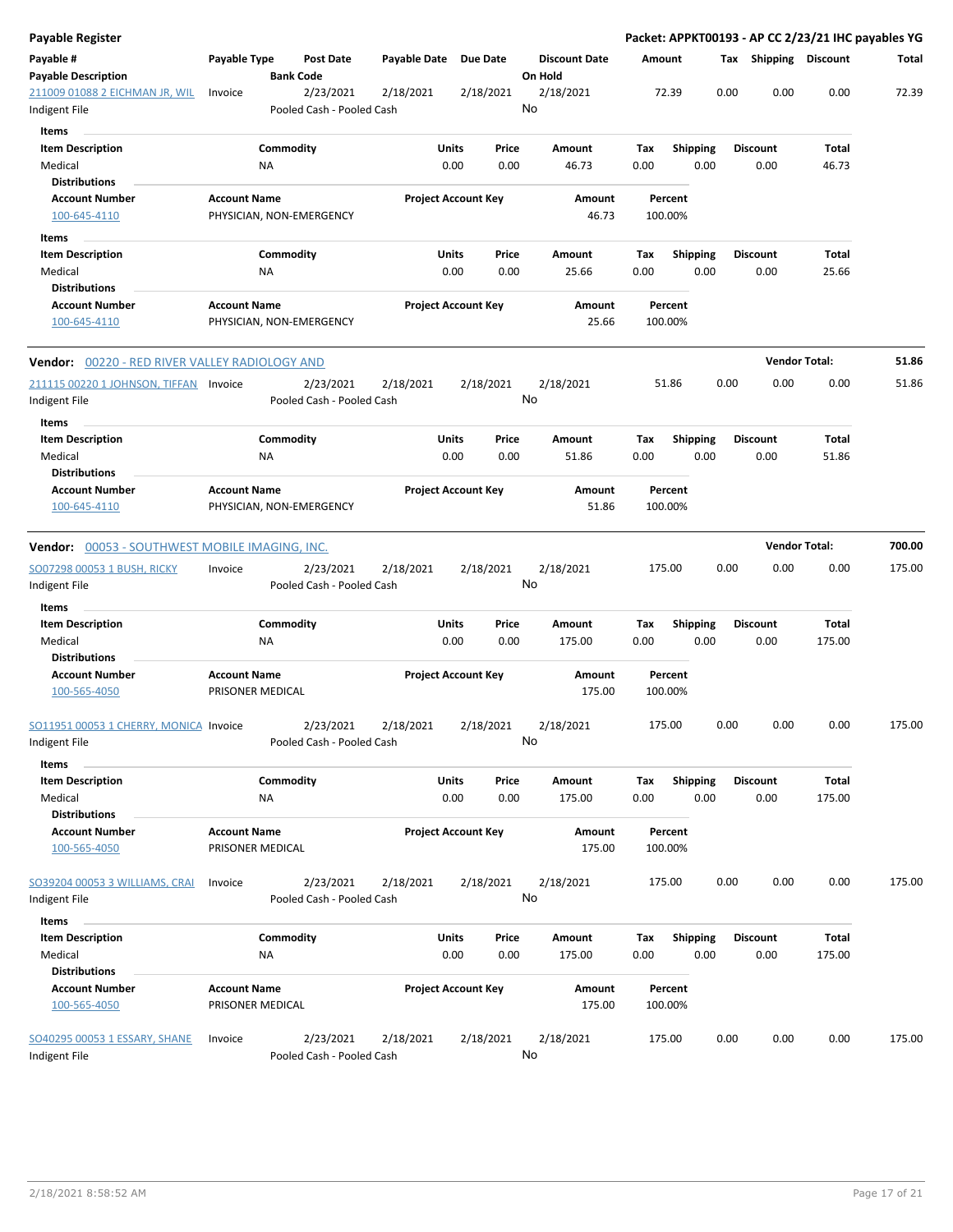**Payable Register** — **Packet: APPKT00193 - AP CC 2/23/21 IHC payables YG**

| Payable # / Payable Description | Payable Type | Post Date / Bank Code | Payable Date | Due Date | Discount Date / On Hold | Amount | Tax | Shipping | Discount | Total |
|---|---|---|---|---|---|---|---|---|---|---|
| 211009 01088 2 EICHMAN JR, WIL / Indigent File | Invoice | 2/23/2021 / Pooled Cash - Pooled Cash | 2/18/2021 | 2/18/2021 | 2/18/2021 / No | 72.39 | 0.00 | 0.00 | 0.00 | 72.39 |

Items

| Item Description | Commodity | Units | Price | Amount | Tax | Shipping | Discount | Total |
|---|---|---|---|---|---|---|---|---|
| Medical | NA | 0.00 | 0.00 | 46.73 | 0.00 | 0.00 | 0.00 | 46.73 |

Distributions

| Account Number | Account Name | Project Account Key | Amount | Percent |
|---|---|---|---|---|
| 100-645-4110 | PHYSICIAN, NON-EMERGENCY | | 46.73 | 100.00% |

Items

| Item Description | Commodity | Units | Price | Amount | Tax | Shipping | Discount | Total |
|---|---|---|---|---|---|---|---|---|
| Medical | NA | 0.00 | 0.00 | 25.66 | 0.00 | 0.00 | 0.00 | 25.66 |

Distributions

| Account Number | Account Name | Project Account Key | Amount | Percent |
|---|---|---|---|---|
| 100-645-4110 | PHYSICIAN, NON-EMERGENCY | | 25.66 | 100.00% |

**Vendor:** 00220 - RED RIVER VALLEY RADIOLOGY AND — **Vendor Total: 51.86**

| Payable # / Payable Description | Payable Type | Post Date / Bank Code | Payable Date | Due Date | Discount Date / On Hold | Amount | Tax | Shipping | Discount | Total |
|---|---|---|---|---|---|---|---|---|---|---|
| 211115 00220 1 JOHNSON, TIFFAN / Indigent File | Invoice | 2/23/2021 / Pooled Cash - Pooled Cash | 2/18/2021 | 2/18/2021 | 2/18/2021 / No | 51.86 | 0.00 | 0.00 | 0.00 | 51.86 |

Items

| Item Description | Commodity | Units | Price | Amount | Tax | Shipping | Discount | Total |
|---|---|---|---|---|---|---|---|---|
| Medical | NA | 0.00 | 0.00 | 51.86 | 0.00 | 0.00 | 0.00 | 51.86 |

Distributions

| Account Number | Account Name | Project Account Key | Amount | Percent |
|---|---|---|---|---|
| 100-645-4110 | PHYSICIAN, NON-EMERGENCY | | 51.86 | 100.00% |

**Vendor:** 00053 - SOUTHWEST MOBILE IMAGING, INC. — **Vendor Total: 700.00**

| Payable # / Payable Description | Payable Type | Post Date / Bank Code | Payable Date | Due Date | Discount Date / On Hold | Amount | Tax | Shipping | Discount | Total |
|---|---|---|---|---|---|---|---|---|---|---|
| SO07298 00053 1 BUSH, RICKY / Indigent File | Invoice | 2/23/2021 / Pooled Cash - Pooled Cash | 2/18/2021 | 2/18/2021 | 2/18/2021 / No | 175.00 | 0.00 | 0.00 | 0.00 | 175.00 |

Items

| Item Description | Commodity | Units | Price | Amount | Tax | Shipping | Discount | Total |
|---|---|---|---|---|---|---|---|---|
| Medical | NA | 0.00 | 0.00 | 175.00 | 0.00 | 0.00 | 0.00 | 175.00 |

Distributions

| Account Number | Account Name | Project Account Key | Amount | Percent |
|---|---|---|---|---|
| 100-565-4050 | PRISONER MEDICAL | | 175.00 | 100.00% |

| Payable # / Payable Description | Payable Type | Post Date / Bank Code | Payable Date | Due Date | Discount Date / On Hold | Amount | Tax | Shipping | Discount | Total |
|---|---|---|---|---|---|---|---|---|---|---|
| SO11951 00053 1 CHERRY, MONICA / Indigent File | Invoice | 2/23/2021 / Pooled Cash - Pooled Cash | 2/18/2021 | 2/18/2021 | 2/18/2021 / No | 175.00 | 0.00 | 0.00 | 0.00 | 175.00 |

Items

| Item Description | Commodity | Units | Price | Amount | Tax | Shipping | Discount | Total |
|---|---|---|---|---|---|---|---|---|
| Medical | NA | 0.00 | 0.00 | 175.00 | 0.00 | 0.00 | 0.00 | 175.00 |

Distributions

| Account Number | Account Name | Project Account Key | Amount | Percent |
|---|---|---|---|---|
| 100-565-4050 | PRISONER MEDICAL | | 175.00 | 100.00% |

| Payable # / Payable Description | Payable Type | Post Date / Bank Code | Payable Date | Due Date | Discount Date / On Hold | Amount | Tax | Shipping | Discount | Total |
|---|---|---|---|---|---|---|---|---|---|---|
| SO39204 00053 3 WILLIAMS, CRAI / Indigent File | Invoice | 2/23/2021 / Pooled Cash - Pooled Cash | 2/18/2021 | 2/18/2021 | 2/18/2021 / No | 175.00 | 0.00 | 0.00 | 0.00 | 175.00 |

Items

| Item Description | Commodity | Units | Price | Amount | Tax | Shipping | Discount | Total |
|---|---|---|---|---|---|---|---|---|
| Medical | NA | 0.00 | 0.00 | 175.00 | 0.00 | 0.00 | 0.00 | 175.00 |

Distributions

| Account Number | Account Name | Project Account Key | Amount | Percent |
|---|---|---|---|---|
| 100-565-4050 | PRISONER MEDICAL | | 175.00 | 100.00% |

| Payable # / Payable Description | Payable Type | Post Date / Bank Code | Payable Date | Due Date | Discount Date / On Hold | Amount | Tax | Shipping | Discount | Total |
|---|---|---|---|---|---|---|---|---|---|---|
| SO40295 00053 1 ESSARY, SHANE / Indigent File | Invoice | 2/23/2021 / Pooled Cash - Pooled Cash | 2/18/2021 | 2/18/2021 | 2/18/2021 / No | 175.00 | 0.00 | 0.00 | 0.00 | 175.00 |

2/18/2021 8:58:52 AM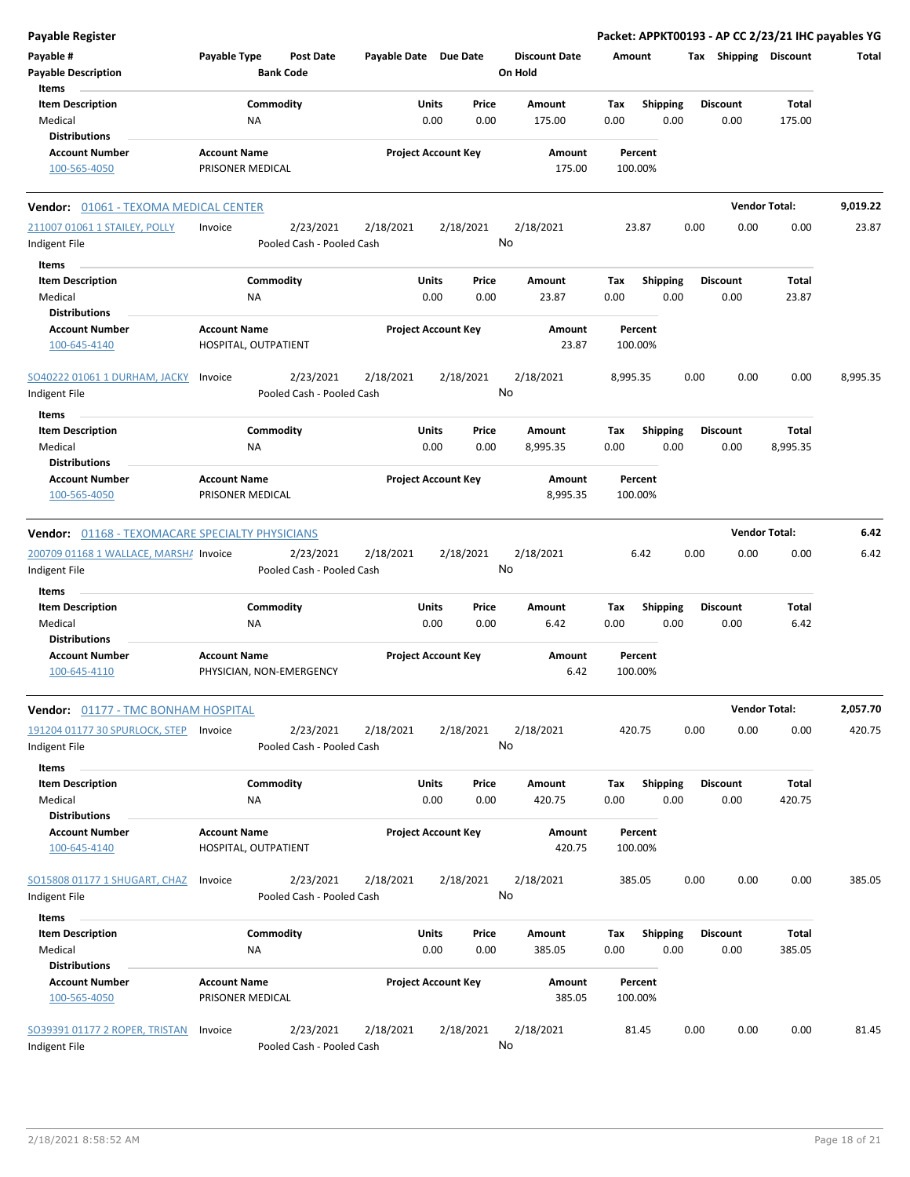**Payable Register** — Packet: APPKT00193 - AP CC 2/23/21 IHC payables YG

| Payable # / Payable Description | Payable Type | Post Date / Bank Code | Payable Date | Due Date | Discount Date / On Hold | Amount | Tax | Shipping | Discount | Total |
|---|---|---|---|---|---|---|---|---|---|---|

**Items**

| Item Description | Commodity | Units | Price | Amount | Tax | Shipping | Discount | Total |
|---|---|---|---|---|---|---|---|---|
| Medical | NA | 0.00 | 0.00 | 175.00 | 0.00 | 0.00 | 0.00 | 175.00 |

**Distributions**

| Account Number | Account Name | Project Account Key | Amount | Percent |
|---|---|---|---|---|
| 100-565-4050 | PRISONER MEDICAL | | 175.00 | 100.00% |

---

**Vendor: 01061 - TEXOMA MEDICAL CENTER** — Vendor Total: 9,019.22

| Payable # / Payable Description | Payable Type | Post Date / Bank Code | Payable Date | Due Date | Discount Date / On Hold | Amount | Tax | Shipping | Discount | Total |
|---|---|---|---|---|---|---|---|---|---|---|
| 211007 01061 1 STAILEY, POLLY / Indigent File | Invoice | 2/23/2021 / Pooled Cash - Pooled Cash | 2/18/2021 | 2/18/2021 | 2/18/2021 / No | 23.87 | 0.00 | 0.00 | 0.00 | 23.87 |

**Items**

| Item Description | Commodity | Units | Price | Amount | Tax | Shipping | Discount | Total |
|---|---|---|---|---|---|---|---|---|
| Medical | NA | 0.00 | 0.00 | 23.87 | 0.00 | 0.00 | 0.00 | 23.87 |

**Distributions**

| Account Number | Account Name | Project Account Key | Amount | Percent |
|---|---|---|---|---|
| 100-645-4140 | HOSPITAL, OUTPATIENT | | 23.87 | 100.00% |

| Payable # / Payable Description | Payable Type | Post Date / Bank Code | Payable Date | Due Date | Discount Date / On Hold | Amount | Tax | Shipping | Discount | Total |
|---|---|---|---|---|---|---|---|---|---|---|
| SO40222 01061 1 DURHAM, JACKY / Indigent File | Invoice | 2/23/2021 / Pooled Cash - Pooled Cash | 2/18/2021 | 2/18/2021 | 2/18/2021 / No | 8,995.35 | 0.00 | 0.00 | 0.00 | 8,995.35 |

**Items**

| Item Description | Commodity | Units | Price | Amount | Tax | Shipping | Discount | Total |
|---|---|---|---|---|---|---|---|---|
| Medical | NA | 0.00 | 0.00 | 8,995.35 | 0.00 | 0.00 | 0.00 | 8,995.35 |

**Distributions**

| Account Number | Account Name | Project Account Key | Amount | Percent |
|---|---|---|---|---|
| 100-565-4050 | PRISONER MEDICAL | | 8,995.35 | 100.00% |

---

**Vendor: 01168 - TEXOMACARE SPECIALTY PHYSICIANS** — Vendor Total: 6.42

| Payable # / Payable Description | Payable Type | Post Date / Bank Code | Payable Date | Due Date | Discount Date / On Hold | Amount | Tax | Shipping | Discount | Total |
|---|---|---|---|---|---|---|---|---|---|---|
| 200709 01168 1 WALLACE, MARSHA / Indigent File | Invoice | 2/23/2021 / Pooled Cash - Pooled Cash | 2/18/2021 | 2/18/2021 | 2/18/2021 / No | 6.42 | 0.00 | 0.00 | 0.00 | 6.42 |

**Items**

| Item Description | Commodity | Units | Price | Amount | Tax | Shipping | Discount | Total |
|---|---|---|---|---|---|---|---|---|
| Medical | NA | 0.00 | 0.00 | 6.42 | 0.00 | 0.00 | 0.00 | 6.42 |

**Distributions**

| Account Number | Account Name | Project Account Key | Amount | Percent |
|---|---|---|---|---|
| 100-645-4110 | PHYSICIAN, NON-EMERGENCY | | 6.42 | 100.00% |

---

**Vendor: 01177 - TMC BONHAM HOSPITAL** — Vendor Total: 2,057.70

| Payable # / Payable Description | Payable Type | Post Date / Bank Code | Payable Date | Due Date | Discount Date / On Hold | Amount | Tax | Shipping | Discount | Total |
|---|---|---|---|---|---|---|---|---|---|---|
| 191204 01177 30 SPURLOCK, STEP / Indigent File | Invoice | 2/23/2021 / Pooled Cash - Pooled Cash | 2/18/2021 | 2/18/2021 | 2/18/2021 / No | 420.75 | 0.00 | 0.00 | 0.00 | 420.75 |

**Items**

| Item Description | Commodity | Units | Price | Amount | Tax | Shipping | Discount | Total |
|---|---|---|---|---|---|---|---|---|
| Medical | NA | 0.00 | 0.00 | 420.75 | 0.00 | 0.00 | 0.00 | 420.75 |

**Distributions**

| Account Number | Account Name | Project Account Key | Amount | Percent |
|---|---|---|---|---|
| 100-645-4140 | HOSPITAL, OUTPATIENT | | 420.75 | 100.00% |

| Payable # / Payable Description | Payable Type | Post Date / Bank Code | Payable Date | Due Date | Discount Date / On Hold | Amount | Tax | Shipping | Discount | Total |
|---|---|---|---|---|---|---|---|---|---|---|
| SO15808 01177 1 SHUGART, CHAZ / Indigent File | Invoice | 2/23/2021 / Pooled Cash - Pooled Cash | 2/18/2021 | 2/18/2021 | 2/18/2021 / No | 385.05 | 0.00 | 0.00 | 0.00 | 385.05 |

**Items**

| Item Description | Commodity | Units | Price | Amount | Tax | Shipping | Discount | Total |
|---|---|---|---|---|---|---|---|---|
| Medical | NA | 0.00 | 0.00 | 385.05 | 0.00 | 0.00 | 0.00 | 385.05 |

**Distributions**

| Account Number | Account Name | Project Account Key | Amount | Percent |
|---|---|---|---|---|
| 100-565-4050 | PRISONER MEDICAL | | 385.05 | 100.00% |

| Payable # / Payable Description | Payable Type | Post Date / Bank Code | Payable Date | Due Date | Discount Date / On Hold | Amount | Tax | Shipping | Discount | Total |
|---|---|---|---|---|---|---|---|---|---|---|
| SO39391 01177 2 ROPER, TRISTAN / Indigent File | Invoice | 2/23/2021 / Pooled Cash - Pooled Cash | 2/18/2021 | 2/18/2021 | 2/18/2021 / No | 81.45 | 0.00 | 0.00 | 0.00 | 81.45 |

2/18/2021 8:58:52 AM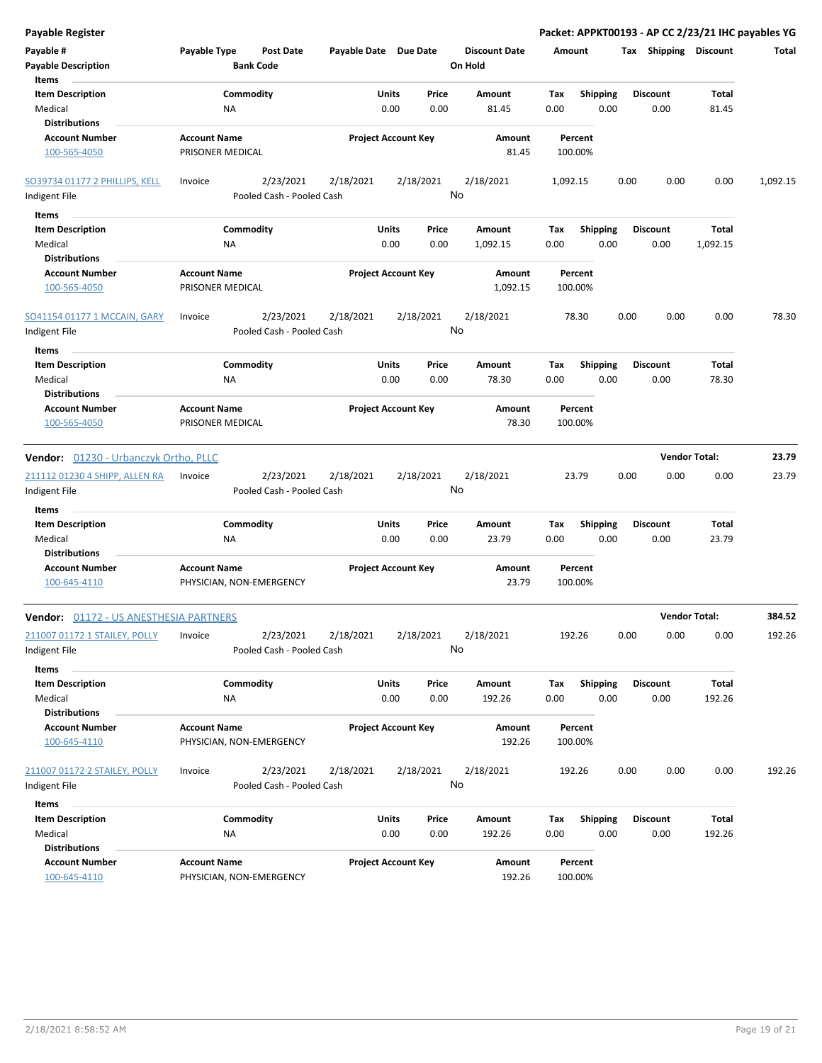| Payable # | Payable Type | Post Date | Payable Date | Due Date | Discount Date | Amount | Tax | Shipping | Discount | Total |
|---|---|---|---|---|---|---|---|---|---|---|
| Payable Description | | Bank Code | | | On Hold | | | | | |

**Items**

| Item Description | Commodity | Units | Price | Amount | Tax | Shipping | Discount | Total |
|---|---|---|---|---|---|---|---|---|
| Medical | NA | 0.00 | 0.00 | 81.45 | 0.00 | 0.00 | 0.00 | 81.45 |

**Distributions**

| Account Number | Account Name | Project Account Key | Amount | Percent |
|---|---|---|---|---|
| 100-565-4050 | PRISONER MEDICAL | | 81.45 | 100.00% |

| Payable # | Payable Type | Post Date | Payable Date | Due Date | Discount Date | Amount | Tax | Shipping | Discount | Total |
|---|---|---|---|---|---|---|---|---|---|---|
| SO39734 01177 2 PHILLIPS, KELL | Invoice | 2/23/2021 | 2/18/2021 | 2/18/2021 | 2/18/2021 | 1,092.15 | 0.00 | 0.00 | 0.00 | 1,092.15 |
| Indigent File | | Pooled Cash - Pooled Cash | | | No | | | | | |

**Items**

| Item Description | Commodity | Units | Price | Amount | Tax | Shipping | Discount | Total |
|---|---|---|---|---|---|---|---|---|
| Medical | NA | 0.00 | 0.00 | 1,092.15 | 0.00 | 0.00 | 0.00 | 1,092.15 |

**Distributions**

| Account Number | Account Name | Project Account Key | Amount | Percent |
|---|---|---|---|---|
| 100-565-4050 | PRISONER MEDICAL | | 1,092.15 | 100.00% |

| Payable # | Payable Type | Post Date | Payable Date | Due Date | Discount Date | Amount | Tax | Shipping | Discount | Total |
|---|---|---|---|---|---|---|---|---|---|---|
| SO41154 01177 1 MCCAIN, GARY | Invoice | 2/23/2021 | 2/18/2021 | 2/18/2021 | 2/18/2021 | 78.30 | 0.00 | 0.00 | 0.00 | 78.30 |
| Indigent File | | Pooled Cash - Pooled Cash | | | No | | | | | |

**Items**

| Item Description | Commodity | Units | Price | Amount | Tax | Shipping | Discount | Total |
|---|---|---|---|---|---|---|---|---|
| Medical | NA | 0.00 | 0.00 | 78.30 | 0.00 | 0.00 | 0.00 | 78.30 |

**Distributions**

| Account Number | Account Name | Project Account Key | Amount | Percent |
|---|---|---|---|---|
| 100-565-4050 | PRISONER MEDICAL | | 78.30 | 100.00% |

**Vendor: 01230 - Urbanczyk Ortho, PLLC** — **Vendor Total: 23.79**

| Payable # | Payable Type | Post Date | Payable Date | Due Date | Discount Date | Amount | Tax | Shipping | Discount | Total |
|---|---|---|---|---|---|---|---|---|---|---|
| 211112 01230 4 SHIPP, ALLEN RA | Invoice | 2/23/2021 | 2/18/2021 | 2/18/2021 | 2/18/2021 | 23.79 | 0.00 | 0.00 | 0.00 | 23.79 |
| Indigent File | | Pooled Cash - Pooled Cash | | | No | | | | | |

**Items**

| Item Description | Commodity | Units | Price | Amount | Tax | Shipping | Discount | Total |
|---|---|---|---|---|---|---|---|---|
| Medical | NA | 0.00 | 0.00 | 23.79 | 0.00 | 0.00 | 0.00 | 23.79 |

**Distributions**

| Account Number | Account Name | Project Account Key | Amount | Percent |
|---|---|---|---|---|
| 100-645-4110 | PHYSICIAN, NON-EMERGENCY | | 23.79 | 100.00% |

**Vendor: 01172 - US ANESTHESIA PARTNERS** — **Vendor Total: 384.52**

| Payable # | Payable Type | Post Date | Payable Date | Due Date | Discount Date | Amount | Tax | Shipping | Discount | Total |
|---|---|---|---|---|---|---|---|---|---|---|
| 211007 01172 1 STAILEY, POLLY | Invoice | 2/23/2021 | 2/18/2021 | 2/18/2021 | 2/18/2021 | 192.26 | 0.00 | 0.00 | 0.00 | 192.26 |
| Indigent File | | Pooled Cash - Pooled Cash | | | No | | | | | |

**Items**

| Item Description | Commodity | Units | Price | Amount | Tax | Shipping | Discount | Total |
|---|---|---|---|---|---|---|---|---|
| Medical | NA | 0.00 | 0.00 | 192.26 | 0.00 | 0.00 | 0.00 | 192.26 |

**Distributions**

| Account Number | Account Name | Project Account Key | Amount | Percent |
|---|---|---|---|---|
| 100-645-4110 | PHYSICIAN, NON-EMERGENCY | | 192.26 | 100.00% |

| Payable # | Payable Type | Post Date | Payable Date | Due Date | Discount Date | Amount | Tax | Shipping | Discount | Total |
|---|---|---|---|---|---|---|---|---|---|---|
| 211007 01172 2 STAILEY, POLLY | Invoice | 2/23/2021 | 2/18/2021 | 2/18/2021 | 2/18/2021 | 192.26 | 0.00 | 0.00 | 0.00 | 192.26 |
| Indigent File | | Pooled Cash - Pooled Cash | | | No | | | | | |

**Items**

| Item Description | Commodity | Units | Price | Amount | Tax | Shipping | Discount | Total |
|---|---|---|---|---|---|---|---|---|
| Medical | NA | 0.00 | 0.00 | 192.26 | 0.00 | 0.00 | 0.00 | 192.26 |

**Distributions**

| Account Number | Account Name | Project Account Key | Amount | Percent |
|---|---|---|---|---|
| 100-645-4110 | PHYSICIAN, NON-EMERGENCY | | 192.26 | 100.00% |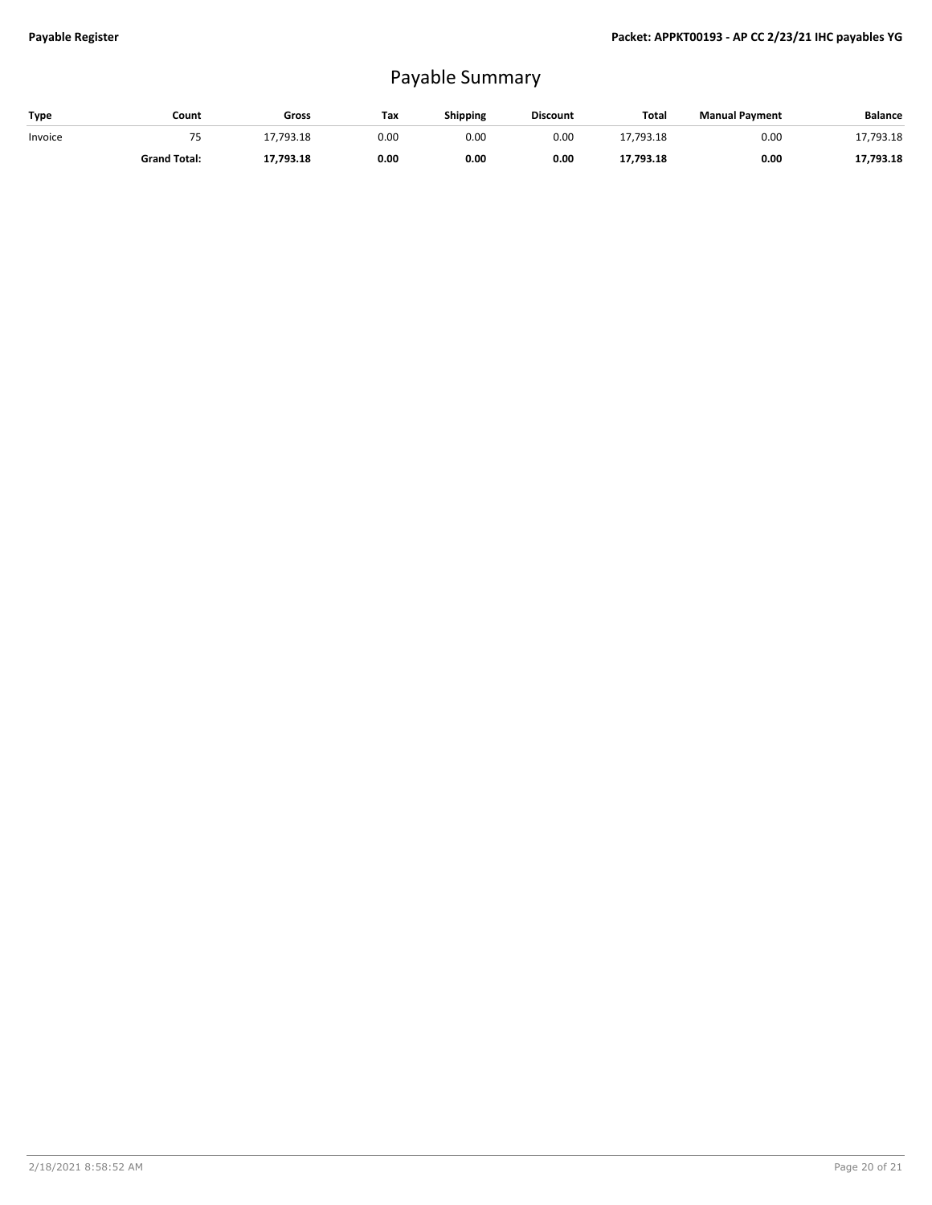# Payable Summary

| Type | Count | Gross | Tax | Shipping | Discount | Total | Manual Payment | Balance |
|---|---|---|---|---|---|---|---|---|
| Invoice | 75 | 17,793.18 | 0.00 | 0.00 | 0.00 | 17,793.18 | 0.00 | 17,793.18 |
| | **Grand Total:** | **17,793.18** | **0.00** | **0.00** | **0.00** | **17,793.18** | **0.00** | **17,793.18** |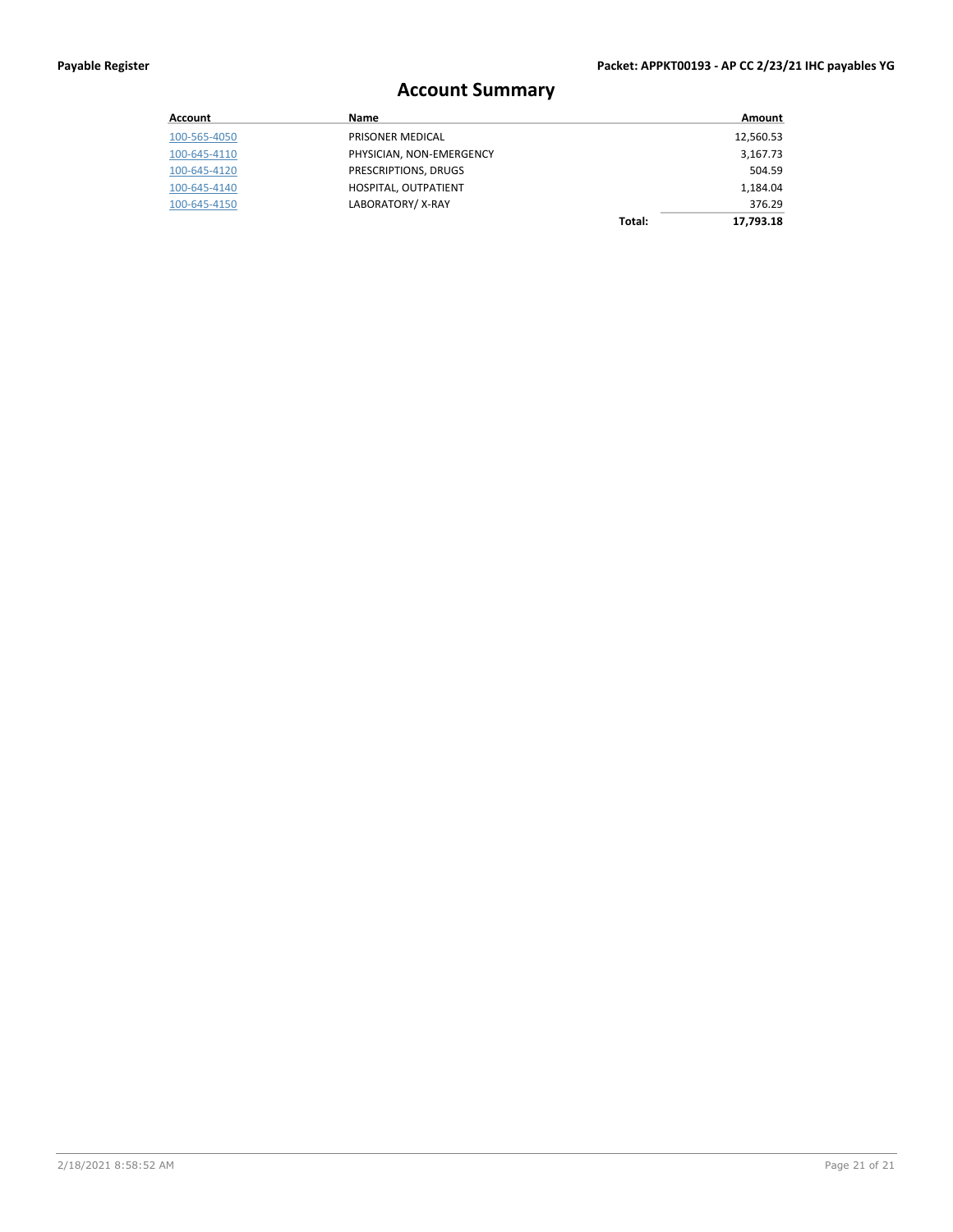# Account Summary

| Account | Name | | Amount |
|---|---|---|---|
| 100-565-4050 | PRISONER MEDICAL | | 12,560.53 |
| 100-645-4110 | PHYSICIAN, NON-EMERGENCY | | 3,167.73 |
| 100-645-4120 | PRESCRIPTIONS, DRUGS | | 504.59 |
| 100-645-4140 | HOSPITAL, OUTPATIENT | | 1,184.04 |
| 100-645-4150 | LABORATORY/ X-RAY | | 376.29 |
| | | **Total:** | **17,793.18** |